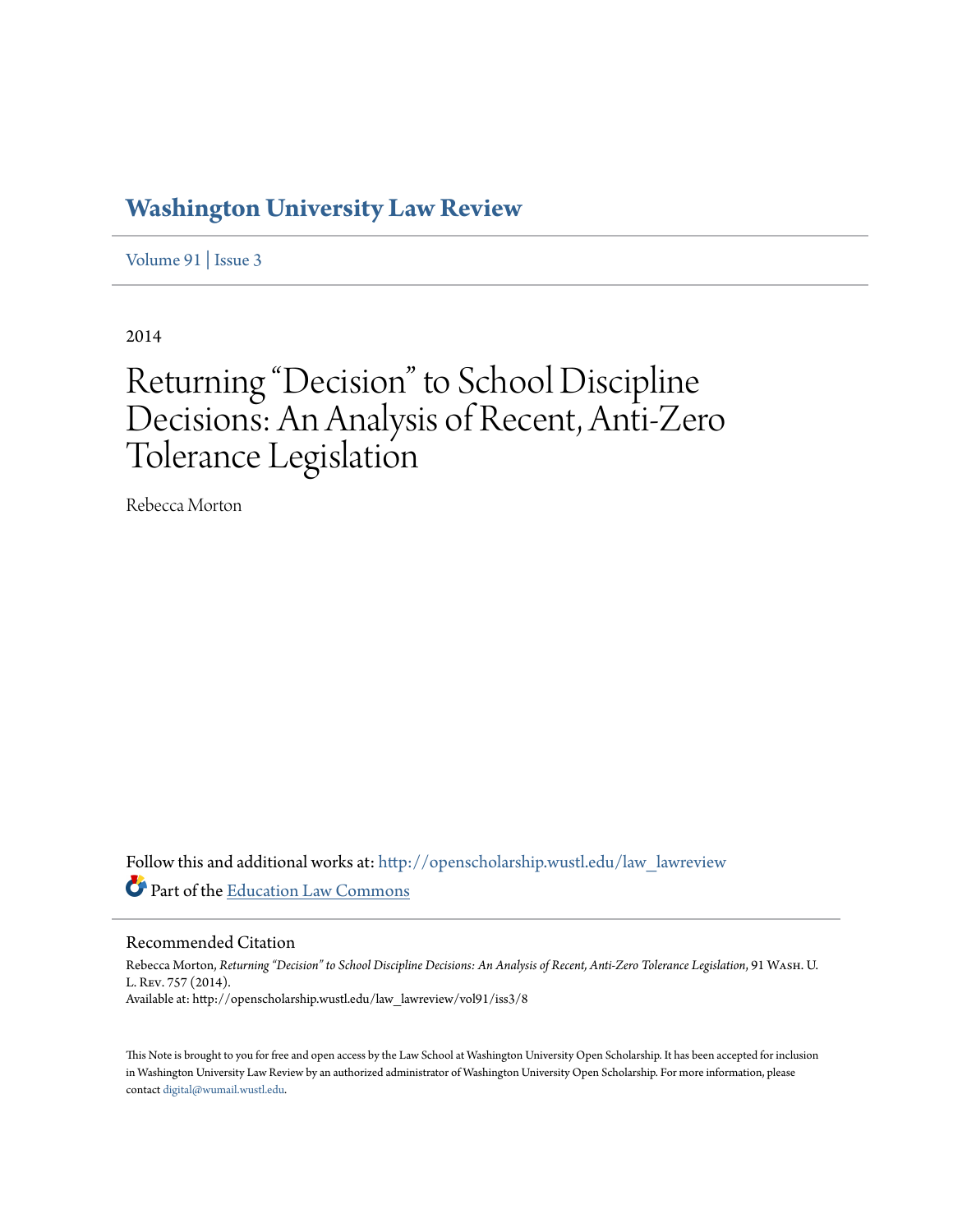# Washington University Law Review

Volume 91 | Issue 3

2014

# Returning "Decision" to School Discipline Decisions: An Analysis of Recent, Anti-Zero Tolerance Legislation

Rebecca Morton

Follow this and additional works at: http://openscholarship.wustl.edu/law_lawreview

Part of the Education Law Commons

## Recommended Citation

Rebecca Morton, *Returning "Decision" to School Discipline Decisions: An Analysis of Recent, Anti-Zero Tolerance Legislation*, 91 WASH. U. L. REV. 757 (2014).

Available at: http://openscholarship.wustl.edu/law_lawreview/vol91/iss3/8

This Note is brought to you for free and open access by the Law School at Washington University Open Scholarship. It has been accepted for inclusion in Washington University Law Review by an authorized administrator of Washington University Open Scholarship. For more information, please contact digital@wumail.wustl.edu.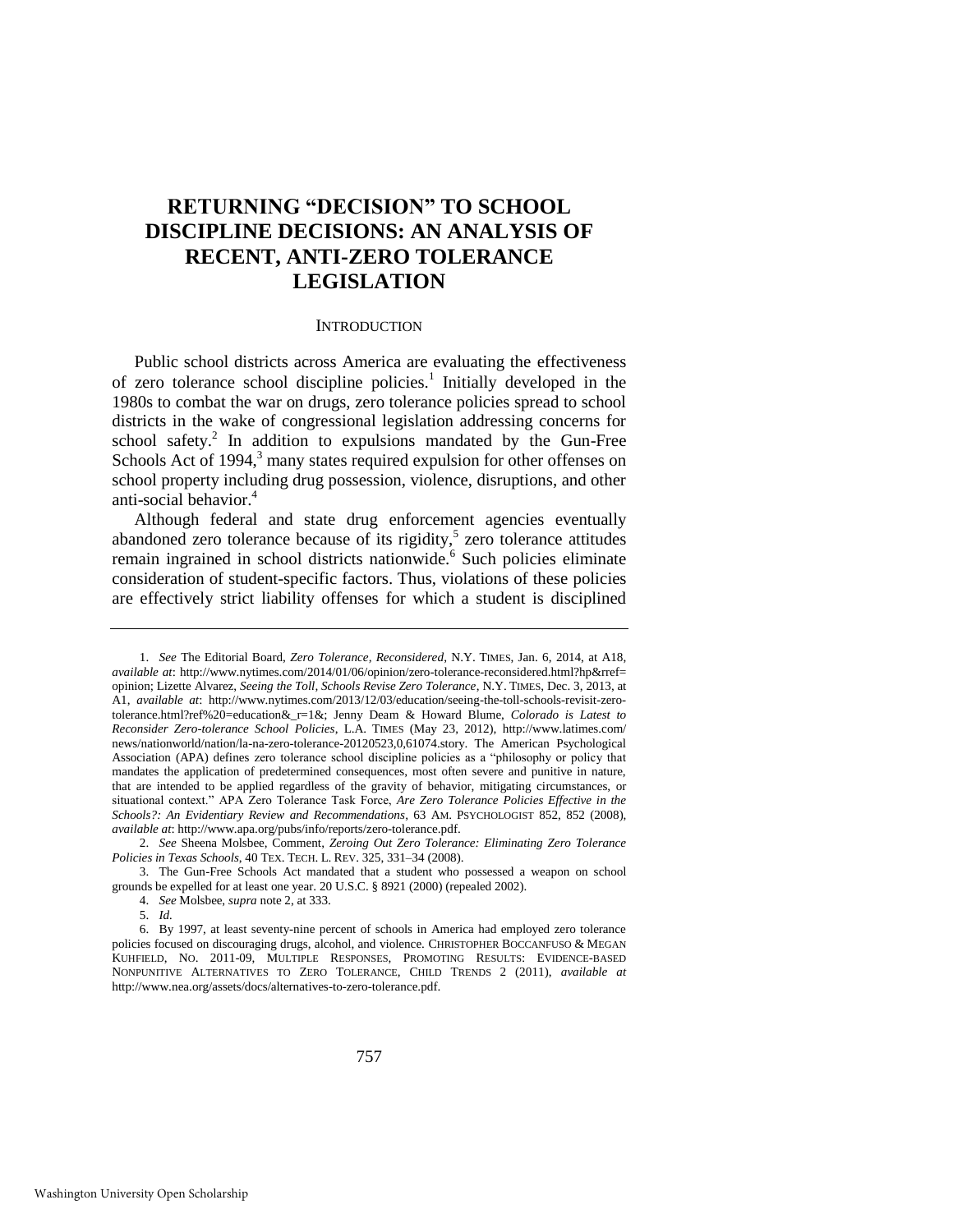# RETURNING "DECISION" TO SCHOOL DISCIPLINE DECISIONS: AN ANALYSIS OF RECENT, ANTI-ZERO TOLERANCE LEGISLATION

## INTRODUCTION

Public school districts across America are evaluating the effectiveness of zero tolerance school discipline policies.[1] Initially developed in the 1980s to combat the war on drugs, zero tolerance policies spread to school districts in the wake of congressional legislation addressing concerns for school safety.[2] In addition to expulsions mandated by the Gun-Free Schools Act of 1994,[3] many states required expulsion for other offenses on school property including drug possession, violence, disruptions, and other anti-social behavior.[4]

Although federal and state drug enforcement agencies eventually abandoned zero tolerance because of its rigidity,[5] zero tolerance attitudes remain ingrained in school districts nationwide.[6] Such policies eliminate consideration of student-specific factors. Thus, violations of these policies are effectively strict liability offenses for which a student is disciplined

---

1. *See* The Editorial Board, *Zero Tolerance, Reconsidered*, N.Y. TIMES, Jan. 6, 2014, at A18, *available at*: http://www.nytimes.com/2014/01/06/opinion/zero-tolerance-reconsidered.html?hp&rref=opinion; Lizette Alvarez, *Seeing the Toll, Schools Revise Zero Tolerance*, N.Y. TIMES, Dec. 3, 2013, at A1, *available at*: http://www.nytimes.com/2013/12/03/education/seeing-the-toll-schools-revisit-zero-tolerance.html?ref%20=education&_r=1&; Jenny Deam & Howard Blume, *Colorado is Latest to Reconsider Zero-tolerance School Policies*, L.A. TIMES (May 23, 2012), http://www.latimes.com/news/nationworld/nation/la-na-zero-tolerance-20120523,0,61074.story. The American Psychological Association (APA) defines zero tolerance school discipline policies as a "philosophy or policy that mandates the application of predetermined consequences, most often severe and punitive in nature, that are intended to be applied regardless of the gravity of behavior, mitigating circumstances, or situational context." APA Zero Tolerance Task Force, *Are Zero Tolerance Policies Effective in the Schools?: An Evidentiary Review and Recommendations*, 63 AM. PSYCHOLOGIST 852, 852 (2008), *available at*: http://www.apa.org/pubs/info/reports/zero-tolerance.pdf.

2. *See* Sheena Molsbee, Comment, *Zeroing Out Zero Tolerance: Eliminating Zero Tolerance Policies in Texas Schools*, 40 TEX. TECH. L. REV. 325, 331–34 (2008).

3. The Gun-Free Schools Act mandated that a student who possessed a weapon on school grounds be expelled for at least one year. 20 U.S.C. § 8921 (2000) (repealed 2002).

4. *See* Molsbee, *supra* note 2, at 333.

5. *Id.*

6. By 1997, at least seventy-nine percent of schools in America had employed zero tolerance policies focused on discouraging drugs, alcohol, and violence. CHRISTOPHER BOCCANFUSO & MEGAN KUHFIELD, NO. 2011-09, MULTIPLE RESPONSES, PROMOTING RESULTS: EVIDENCE-BASED NONPUNITIVE ALTERNATIVES TO ZERO TOLERANCE, CHILD TRENDS 2 (2011), *available at* http://www.nea.org/assets/docs/alternatives-to-zero-tolerance.pdf.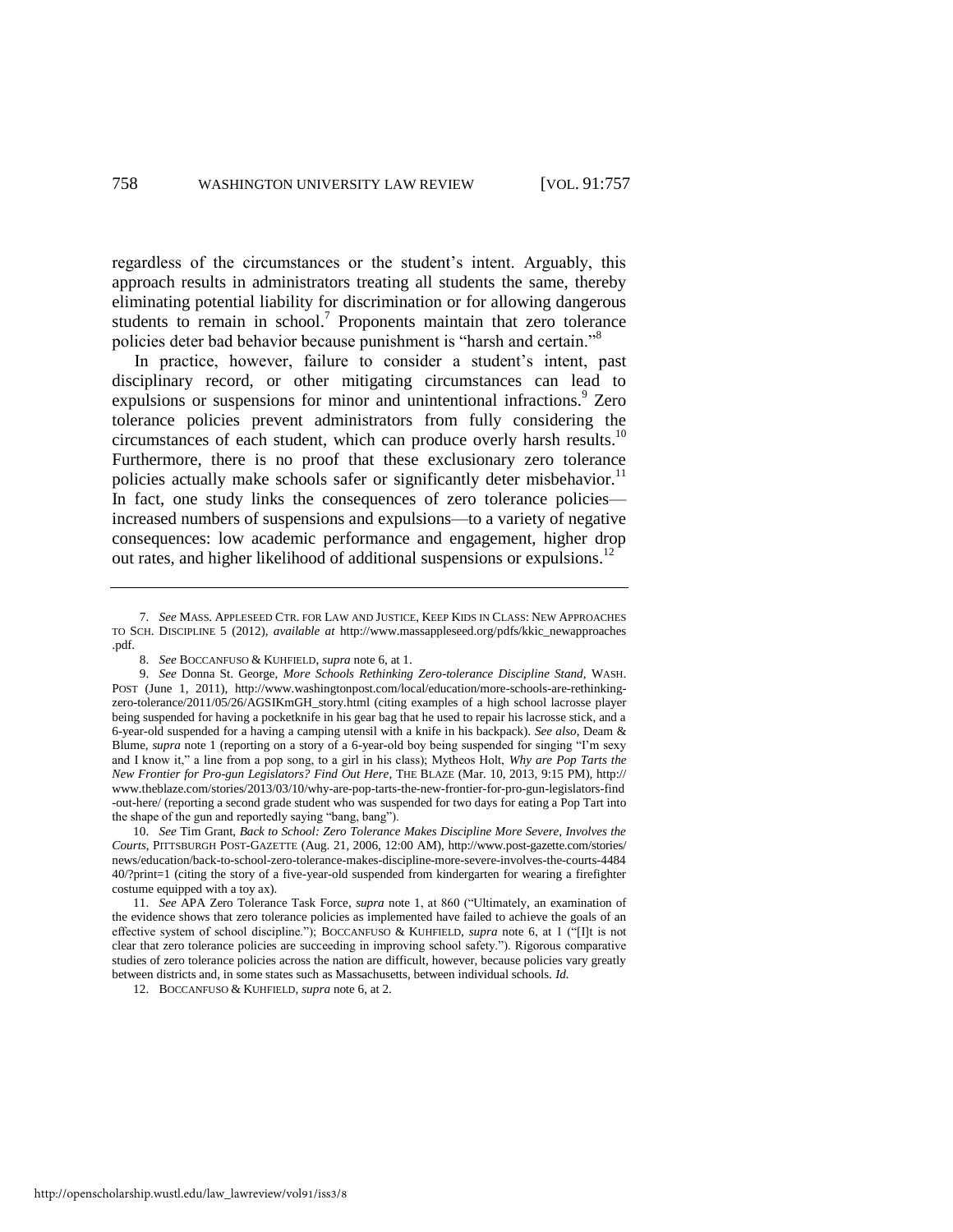regardless of the circumstances or the student's intent. Arguably, this approach results in administrators treating all students the same, thereby eliminating potential liability for discrimination or for allowing dangerous students to remain in school.[7] Proponents maintain that zero tolerance policies deter bad behavior because punishment is "harsh and certain."[8]

In practice, however, failure to consider a student's intent, past disciplinary record, or other mitigating circumstances can lead to expulsions or suspensions for minor and unintentional infractions.[9] Zero tolerance policies prevent administrators from fully considering the circumstances of each student, which can produce overly harsh results.[10] Furthermore, there is no proof that these exclusionary zero tolerance policies actually make schools safer or significantly deter misbehavior.[11] In fact, one study links the consequences of zero tolerance policies—increased numbers of suspensions and expulsions—to a variety of negative consequences: low academic performance and engagement, higher drop out rates, and higher likelihood of additional suspensions or expulsions.[12]

---

7. *See* MASS. APPLESEED CTR. FOR LAW AND JUSTICE, KEEP KIDS IN CLASS: NEW APPROACHES TO SCH. DISCIPLINE 5 (2012), *available at* http://www.massappleseed.org/pdfs/kkic_newapproaches.pdf.

8. *See* BOCCANFUSO & KUHFIELD, *supra* note 6, at 1.

9. *See* Donna St. George, *More Schools Rethinking Zero-tolerance Discipline Stand*, WASH. POST (June 1, 2011), http://www.washingtonpost.com/local/education/more-schools-are-rethinking-zero-tolerance/2011/05/26/AGSIKmGH_story.html (citing examples of a high school lacrosse player being suspended for having a pocketknife in his gear bag that he used to repair his lacrosse stick, and a 6-year-old suspended for a having a camping utensil with a knife in his backpack). *See also*, Deam & Blume, *supra* note 1 (reporting on a story of a 6-year-old boy being suspended for singing "I'm sexy and I know it," a line from a pop song, to a girl in his class); Mytheos Holt, *Why are Pop Tarts the New Frontier for Pro-gun Legislators? Find Out Here*, THE BLAZE (Mar. 10, 2013, 9:15 PM), http://www.theblaze.com/stories/2013/03/10/why-are-pop-tarts-the-new-frontier-for-pro-gun-legislators-find-out-here/ (reporting a second grade student who was suspended for two days for eating a Pop Tart into the shape of the gun and reportedly saying "bang, bang").

10. *See* Tim Grant, *Back to School: Zero Tolerance Makes Discipline More Severe, Involves the Courts*, PITTSBURGH POST-GAZETTE (Aug. 21, 2006, 12:00 AM), http://www.post-gazette.com/stories/news/education/back-to-school-zero-tolerance-makes-discipline-more-severe-involves-the-courts-448440/?print=1 (citing the story of a five-year-old suspended from kindergarten for wearing a firefighter costume equipped with a toy ax).

11. *See* APA Zero Tolerance Task Force, *supra* note 1, at 860 ("Ultimately, an examination of the evidence shows that zero tolerance policies as implemented have failed to achieve the goals of an effective system of school discipline."); BOCCANFUSO & KUHFIELD, *supra* note 6, at 1 ("[I]t is not clear that zero tolerance policies are succeeding in improving school safety."). Rigorous comparative studies of zero tolerance policies across the nation are difficult, however, because policies vary greatly between districts and, in some states such as Massachusetts, between individual schools. *Id.*

12. BOCCANFUSO & KUHFIELD, *supra* note 6, at 2.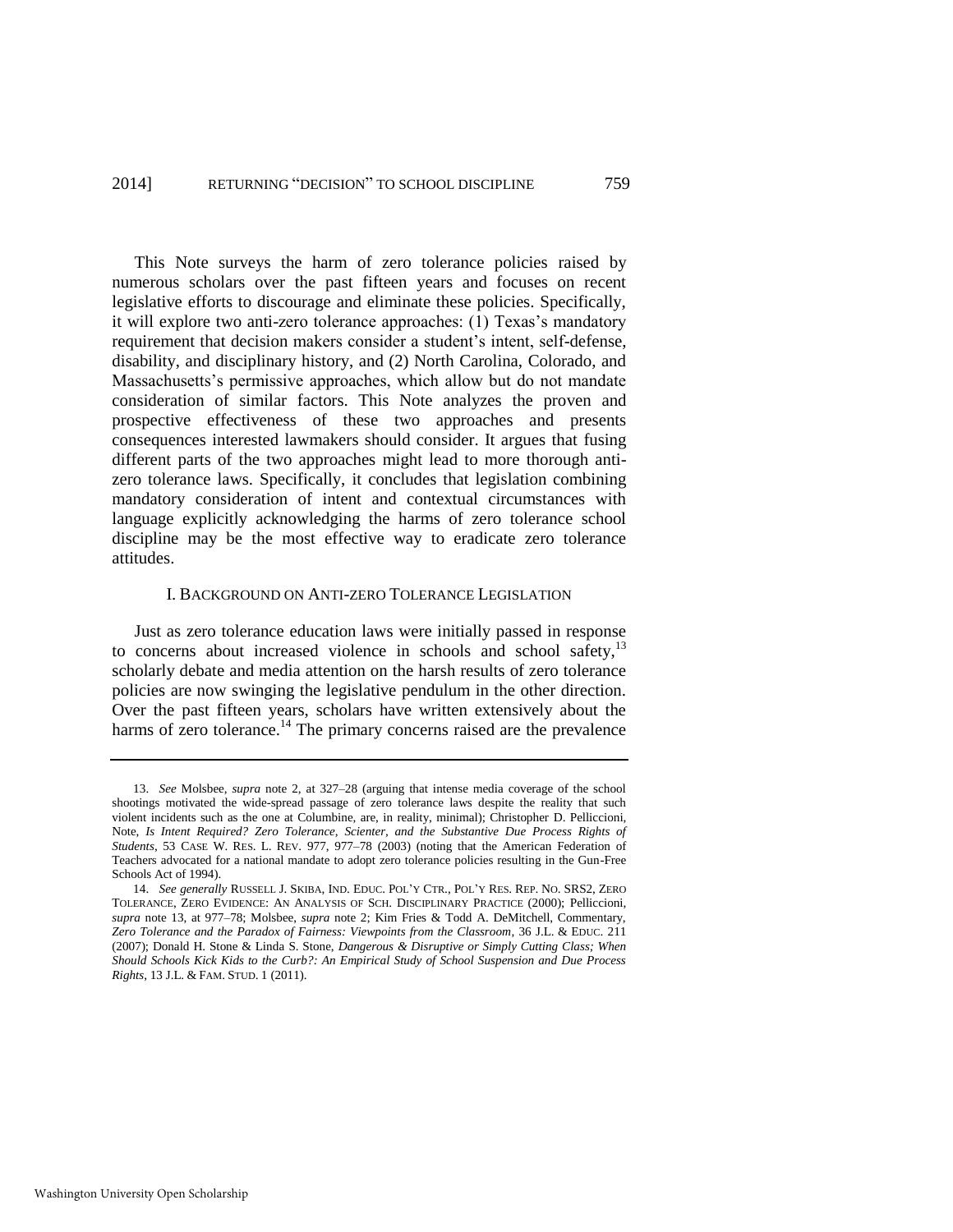This Note surveys the harm of zero tolerance policies raised by numerous scholars over the past fifteen years and focuses on recent legislative efforts to discourage and eliminate these policies. Specifically, it will explore two anti-zero tolerance approaches: (1) Texas's mandatory requirement that decision makers consider a student's intent, self-defense, disability, and disciplinary history, and (2) North Carolina, Colorado, and Massachusetts's permissive approaches, which allow but do not mandate consideration of similar factors. This Note analyzes the proven and prospective effectiveness of these two approaches and presents consequences interested lawmakers should consider. It argues that fusing different parts of the two approaches might lead to more thorough anti-zero tolerance laws. Specifically, it concludes that legislation combining mandatory consideration of intent and contextual circumstances with language explicitly acknowledging the harms of zero tolerance school discipline may be the most effective way to eradicate zero tolerance attitudes.

## I. BACKGROUND ON ANTI-ZERO TOLERANCE LEGISLATION

Just as zero tolerance education laws were initially passed in response to concerns about increased violence in schools and school safety,[13] scholarly debate and media attention on the harsh results of zero tolerance policies are now swinging the legislative pendulum in the other direction. Over the past fifteen years, scholars have written extensively about the harms of zero tolerance.[14] The primary concerns raised are the prevalence

---

13. *See* Molsbee, *supra* note 2, at 327–28 (arguing that intense media coverage of the school shootings motivated the wide-spread passage of zero tolerance laws despite the reality that such violent incidents such as the one at Columbine, are, in reality, minimal); Christopher D. Pelliccioni, Note, *Is Intent Required? Zero Tolerance, Scienter, and the Substantive Due Process Rights of Students*, 53 CASE W. RES. L. REV. 977, 977–78 (2003) (noting that the American Federation of Teachers advocated for a national mandate to adopt zero tolerance policies resulting in the Gun-Free Schools Act of 1994).

14. *See generally* RUSSELL J. SKIBA, IND. EDUC. POL'Y CTR., POL'Y RES. REP. NO. SRS2, ZERO TOLERANCE, ZERO EVIDENCE: AN ANALYSIS OF SCH. DISCIPLINARY PRACTICE (2000); Pelliccioni, *supra* note 13, at 977–78; Molsbee, *supra* note 2; Kim Fries & Todd A. DeMitchell, Commentary, *Zero Tolerance and the Paradox of Fairness: Viewpoints from the Classroom*, 36 J.L. & EDUC. 211 (2007); Donald H. Stone & Linda S. Stone, *Dangerous & Disruptive or Simply Cutting Class; When Should Schools Kick Kids to the Curb?: An Empirical Study of School Suspension and Due Process Rights*, 13 J.L. & FAM. STUD. 1 (2011).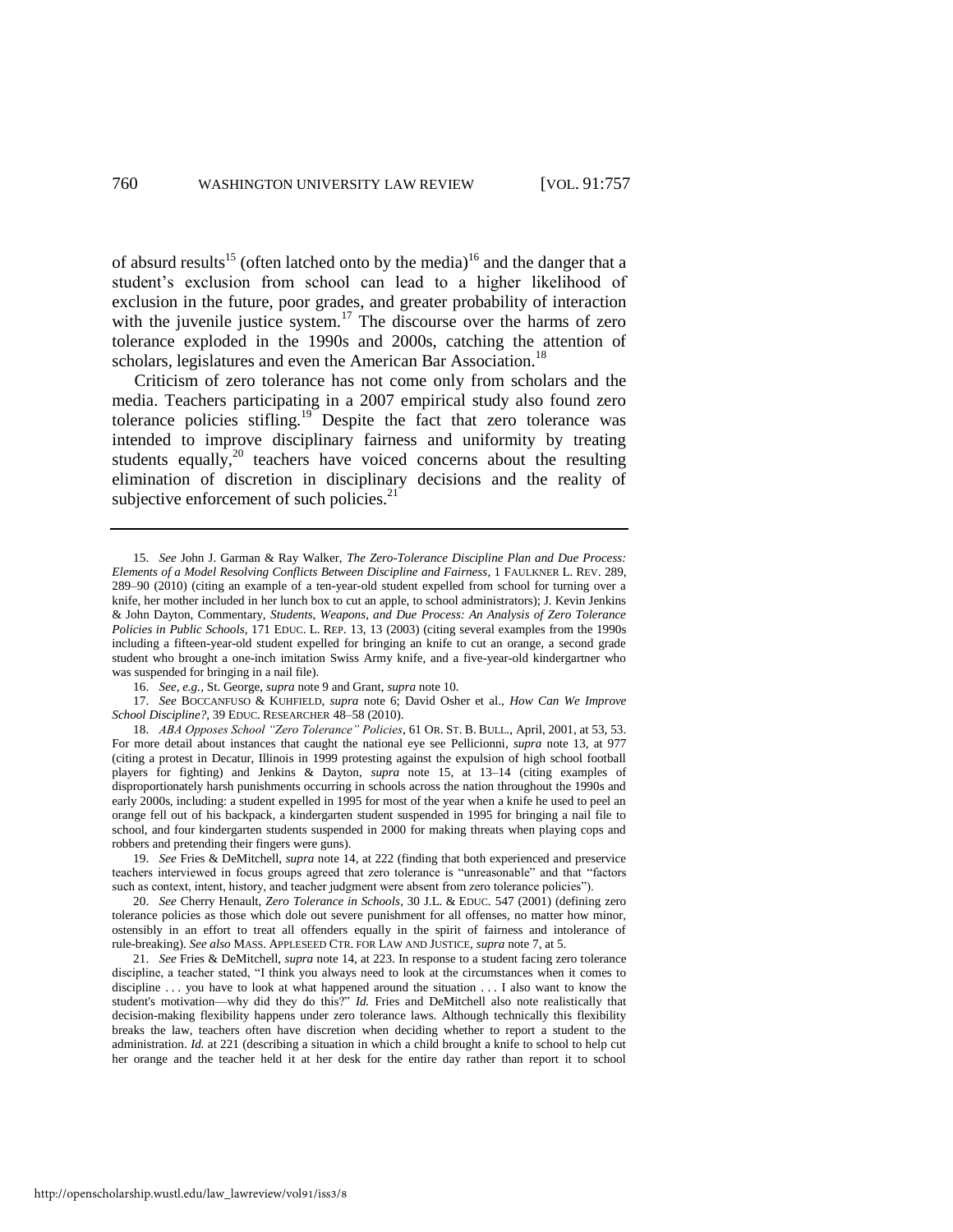of absurd results[15] (often latched onto by the media)[16] and the danger that a student's exclusion from school can lead to a higher likelihood of exclusion in the future, poor grades, and greater probability of interaction with the juvenile justice system.[17] The discourse over the harms of zero tolerance exploded in the 1990s and 2000s, catching the attention of scholars, legislatures and even the American Bar Association.[18]

Criticism of zero tolerance has not come only from scholars and the media. Teachers participating in a 2007 empirical study also found zero tolerance policies stifling.[19] Despite the fact that zero tolerance was intended to improve disciplinary fairness and uniformity by treating students equally,[20] teachers have voiced concerns about the resulting elimination of discretion in disciplinary decisions and the reality of subjective enforcement of such policies.[21]

---

15. *See* John J. Garman & Ray Walker, *The Zero-Tolerance Discipline Plan and Due Process: Elements of a Model Resolving Conflicts Between Discipline and Fairness*, 1 FAULKNER L. REV. 289, 289–90 (2010) (citing an example of a ten-year-old student expelled from school for turning over a knife, her mother included in her lunch box to cut an apple, to school administrators); J. Kevin Jenkins & John Dayton, Commentary, *Students, Weapons, and Due Process: An Analysis of Zero Tolerance Policies in Public Schools*, 171 EDUC. L. REP. 13, 13 (2003) (citing several examples from the 1990s including a fifteen-year-old student expelled for bringing an knife to cut an orange, a second grade student who brought a one-inch imitation Swiss Army knife, and a five-year-old kindergartner who was suspended for bringing in a nail file).

16. *See, e.g.*, St. George, *supra* note 9 and Grant, *supra* note 10.

17. *See* BOCCANFUSO & KUHFIELD, *supra* note 6; David Osher et al., *How Can We Improve School Discipline?*, 39 EDUC. RESEARCHER 48–58 (2010).

18. *ABA Opposes School "Zero Tolerance" Policies*, 61 OR. ST. B. BULL., April, 2001, at 53, 53. For more detail about instances that caught the national eye see Pellicionni, *supra* note 13, at 977 (citing a protest in Decatur, Illinois in 1999 protesting against the expulsion of high school football players for fighting) and Jenkins & Dayton, *supra* note 15, at 13–14 (citing examples of disproportionately harsh punishments occurring in schools across the nation throughout the 1990s and early 2000s, including: a student expelled in 1995 for most of the year when a knife he used to peel an orange fell out of his backpack, a kindergarten student suspended in 1995 for bringing a nail file to school, and four kindergarten students suspended in 2000 for making threats when playing cops and robbers and pretending their fingers were guns).

19. *See* Fries & DeMitchell, *supra* note 14, at 222 (finding that both experienced and preservice teachers interviewed in focus groups agreed that zero tolerance is "unreasonable" and that "factors such as context, intent, history, and teacher judgment were absent from zero tolerance policies").

20. *See* Cherry Henault, *Zero Tolerance in Schools*, 30 J.L. & EDUC. 547 (2001) (defining zero tolerance policies as those which dole out severe punishment for all offenses, no matter how minor, ostensibly in an effort to treat all offenders equally in the spirit of fairness and intolerance of rule-breaking). *See also* MASS. APPLESEED CTR. FOR LAW AND JUSTICE, *supra* note 7, at 5.

21. *See* Fries & DeMitchell, *supra* note 14, at 223. In response to a student facing zero tolerance discipline, a teacher stated, "I think you always need to look at the circumstances when it comes to discipline . . . you have to look at what happened around the situation . . . I also want to know the student's motivation—why did they do this?" *Id.* Fries and DeMitchell also note realistically that decision-making flexibility happens under zero tolerance laws. Although technically this flexibility breaks the law, teachers often have discretion when deciding whether to report a student to the administration. *Id.* at 221 (describing a situation in which a child brought a knife to school to help cut her orange and the teacher held it at her desk for the entire day rather than report it to school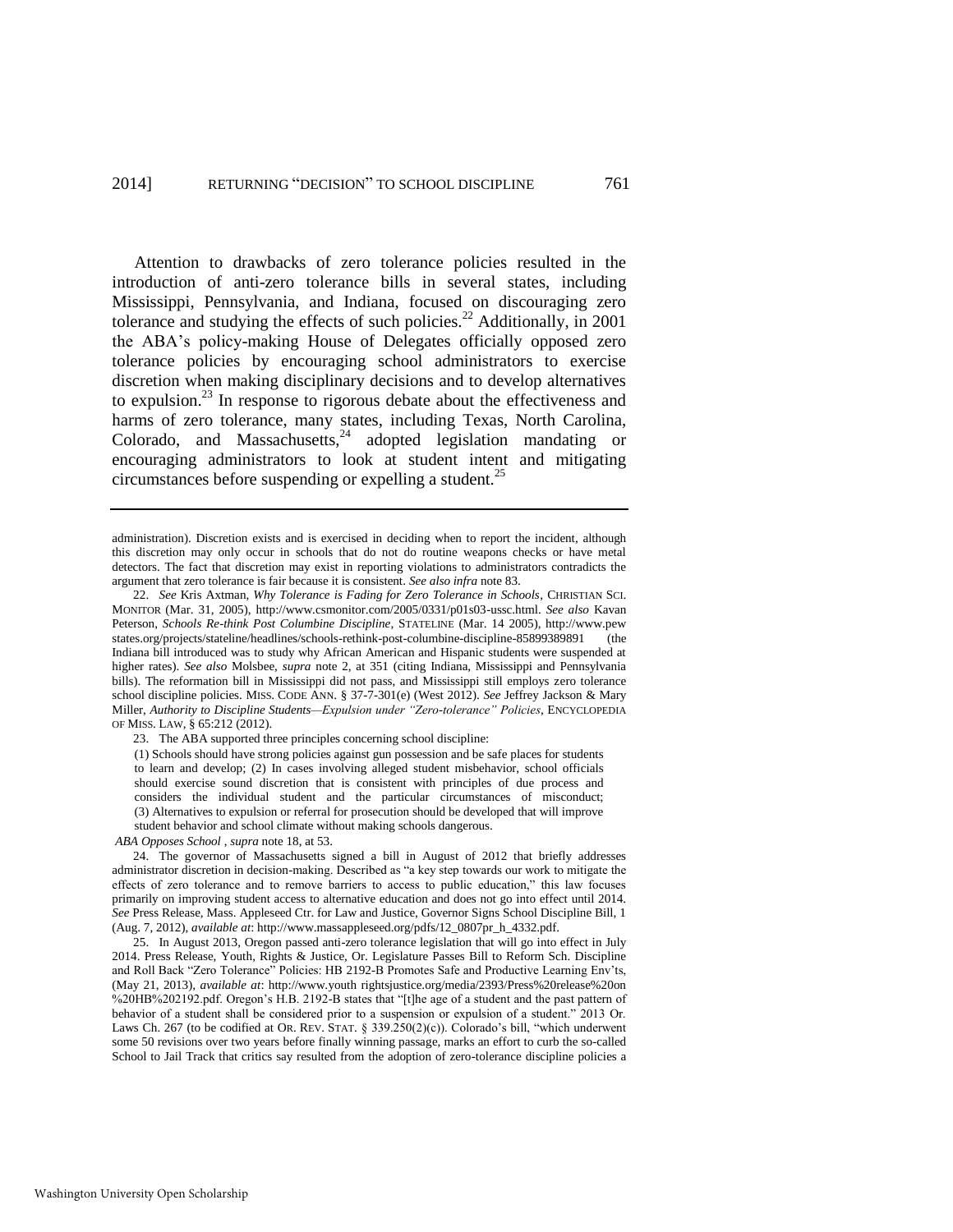Attention to drawbacks of zero tolerance policies resulted in the introduction of anti-zero tolerance bills in several states, including Mississippi, Pennsylvania, and Indiana, focused on discouraging zero tolerance and studying the effects of such policies.[22] Additionally, in 2001 the ABA's policy-making House of Delegates officially opposed zero tolerance policies by encouraging school administrators to exercise discretion when making disciplinary decisions and to develop alternatives to expulsion.[23] In response to rigorous debate about the effectiveness and harms of zero tolerance, many states, including Texas, North Carolina, Colorado, and Massachusetts,[24] adopted legislation mandating or encouraging administrators to look at student intent and mitigating circumstances before suspending or expelling a student.[25]

---

administration). Discretion exists and is exercised in deciding when to report the incident, although this discretion may only occur in schools that do not do routine weapons checks or have metal detectors. The fact that discretion may exist in reporting violations to administrators contradicts the argument that zero tolerance is fair because it is consistent. *See also infra* note 83.

22. *See* Kris Axtman, *Why Tolerance is Fading for Zero Tolerance in Schools*, CHRISTIAN SCI. MONITOR (Mar. 31, 2005), http://www.csmonitor.com/2005/0331/p01s03-ussc.html. *See also* Kavan Peterson, *Schools Re-think Post Columbine Discipline*, STATELINE (Mar. 14 2005), http://www.pew states.org/projects/stateline/headlines/schools-rethink-post-columbine-discipline-85899389891 (the Indiana bill introduced was to study why African American and Hispanic students were suspended at higher rates). *See also* Molsbee, *supra* note 2, at 351 (citing Indiana, Mississippi and Pennsylvania bills). The reformation bill in Mississippi did not pass, and Mississippi still employs zero tolerance school discipline policies. MISS. CODE ANN. § 37-7-301(e) (West 2012). *See* Jeffrey Jackson & Mary Miller, *Authority to Discipline Students—Expulsion under "Zero-tolerance" Policies*, ENCYCLOPEDIA OF MISS. LAW, § 65:212 (2012).

23. The ABA supported three principles concerning school discipline:

> (1) Schools should have strong policies against gun possession and be safe places for students to learn and develop; (2) In cases involving alleged student misbehavior, school officials should exercise sound discretion that is consistent with principles of due process and considers the individual student and the particular circumstances of misconduct; (3) Alternatives to expulsion or referral for prosecution should be developed that will improve student behavior and school climate without making schools dangerous.

*ABA Opposes School* , *supra* note 18, at 53.

24. The governor of Massachusetts signed a bill in August of 2012 that briefly addresses administrator discretion in decision-making. Described as "a key step towards our work to mitigate the effects of zero tolerance and to remove barriers to access to public education," this law focuses primarily on improving student access to alternative education and does not go into effect until 2014. *See* Press Release, Mass. Appleseed Ctr. for Law and Justice, Governor Signs School Discipline Bill, 1 (Aug. 7, 2012), *available at*: http://www.massappleseed.org/pdfs/12_0807pr_h_4332.pdf.

25. In August 2013, Oregon passed anti-zero tolerance legislation that will go into effect in July 2014. Press Release, Youth, Rights & Justice, Or. Legislature Passes Bill to Reform Sch. Discipline and Roll Back "Zero Tolerance" Policies: HB 2192-B Promotes Safe and Productive Learning Env'ts, (May 21, 2013), *available at*: http://www.youth rightsjustice.org/media/2393/Press%20release%20on %20HB%202192.pdf. Oregon's H.B. 2192-B states that "[t]he age of a student and the past pattern of behavior of a student shall be considered prior to a suspension or expulsion of a student." 2013 Or. Laws Ch. 267 (to be codified at OR. REV. STAT. § 339.250(2)(c)). Colorado's bill, "which underwent some 50 revisions over two years before finally winning passage, marks an effort to curb the so-called School to Jail Track that critics say resulted from the adoption of zero-tolerance discipline policies a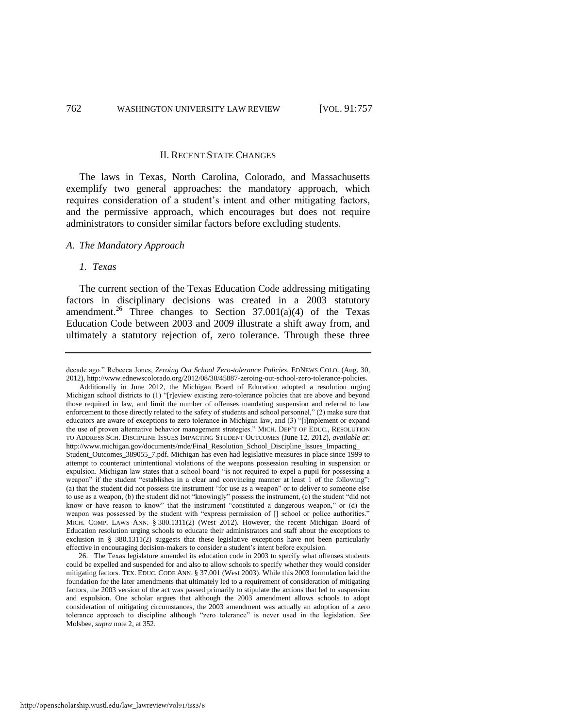## II. RECENT STATE CHANGES

The laws in Texas, North Carolina, Colorado, and Massachusetts exemplify two general approaches: the mandatory approach, which requires consideration of a student's intent and other mitigating factors, and the permissive approach, which encourages but does not require administrators to consider similar factors before excluding students.

### *A. The Mandatory Approach*

#### *1. Texas*

The current section of the Texas Education Code addressing mitigating factors in disciplinary decisions was created in a 2003 statutory amendment.[26] Three changes to Section 37.001(a)(4) of the Texas Education Code between 2003 and 2009 illustrate a shift away from, and ultimately a statutory rejection of, zero tolerance. Through these three

---

decade ago." Rebecca Jones, *Zeroing Out School Zero-tolerance Policies*, EDNEWS COLO. (Aug. 30, 2012), http://www.ednewscolorado.org/2012/08/30/45887-zeroing-out-school-zero-tolerance-policies.

Additionally in June 2012, the Michigan Board of Education adopted a resolution urging Michigan school districts to (1) "[r]eview existing zero-tolerance policies that are above and beyond those required in law, and limit the number of offenses mandating suspension and referral to law enforcement to those directly related to the safety of students and school personnel," (2) make sure that educators are aware of exceptions to zero tolerance in Michigan law, and (3) "[i]mplement or expand the use of proven alternative behavior management strategies." MICH. DEP'T OF EDUC., RESOLUTION TO ADDRESS SCH. DISCIPLINE ISSUES IMPACTING STUDENT OUTCOMES (June 12, 2012), *available at*: http://www.michigan.gov/documents/mde/Final_Resolution_School_Discipline_Issues_Impacting_Student_Outcomes_389055_7.pdf. Michigan has even had legislative measures in place since 1999 to attempt to counteract unintentional violations of the weapons possession resulting in suspension or expulsion. Michigan law states that a school board "is not required to expel a pupil for possessing a weapon" if the student "establishes in a clear and convincing manner at least 1 of the following": (a) that the student did not possess the instrument "for use as a weapon" or to deliver to someone else to use as a weapon, (b) the student did not "knowingly" possess the instrument, (c) the student "did not know or have reason to know" that the instrument "constituted a dangerous weapon," or (d) the weapon was possessed by the student with "express permission of [] school or police authorities." MICH. COMP. LAWS ANN. § 380.1311(2) (West 2012). However, the recent Michigan Board of Education resolution urging schools to educate their administrators and staff about the exceptions to exclusion in § 380.1311(2) suggests that these legislative exceptions have not been particularly effective in encouraging decision-makers to consider a student's intent before expulsion.

26. The Texas legislature amended its education code in 2003 to specify what offenses students could be expelled and suspended for and also to allow schools to specify whether they would consider mitigating factors. TEX. EDUC. CODE ANN. § 37.001 (West 2003). While this 2003 formulation laid the foundation for the later amendments that ultimately led to a requirement of consideration of mitigating factors, the 2003 version of the act was passed primarily to stipulate the actions that led to suspension and expulsion. One scholar argues that although the 2003 amendment allows schools to adopt consideration of mitigating circumstances, the 2003 amendment was actually an adoption of a zero tolerance approach to discipline although "zero tolerance" is never used in the legislation. *See* Molsbee, *supra* note 2, at 352.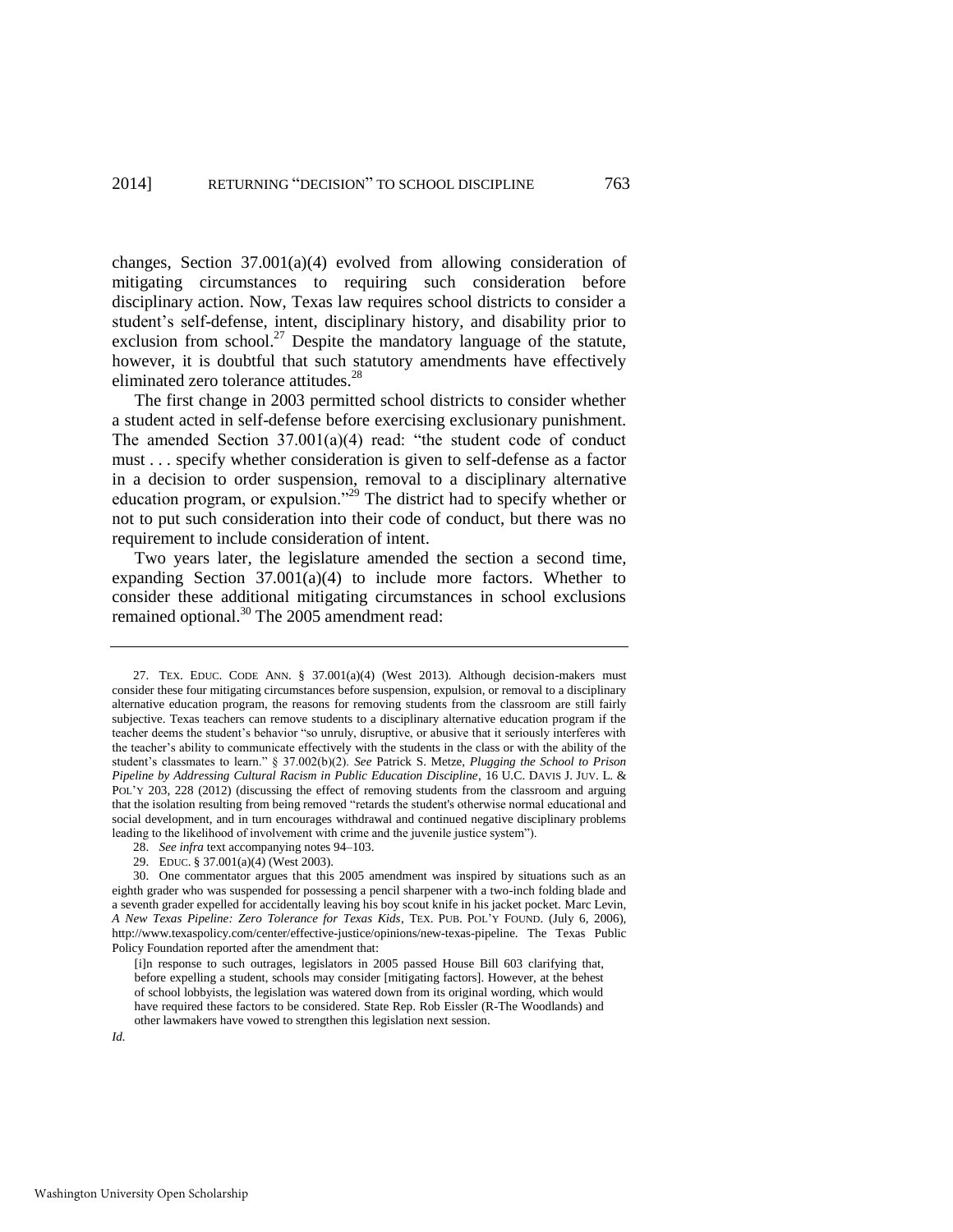changes, Section 37.001(a)(4) evolved from allowing consideration of mitigating circumstances to requiring such consideration before disciplinary action. Now, Texas law requires school districts to consider a student's self-defense, intent, disciplinary history, and disability prior to exclusion from school.[27] Despite the mandatory language of the statute, however, it is doubtful that such statutory amendments have effectively eliminated zero tolerance attitudes.[28]

The first change in 2003 permitted school districts to consider whether a student acted in self-defense before exercising exclusionary punishment. The amended Section 37.001(a)(4) read: "the student code of conduct must . . . specify whether consideration is given to self-defense as a factor in a decision to order suspension, removal to a disciplinary alternative education program, or expulsion."[29] The district had to specify whether or not to put such consideration into their code of conduct, but there was no requirement to include consideration of intent.

Two years later, the legislature amended the section a second time, expanding Section 37.001(a)(4) to include more factors. Whether to consider these additional mitigating circumstances in school exclusions remained optional.[30] The 2005 amendment read:

---

27. TEX. EDUC. CODE ANN. § 37.001(a)(4) (West 2013). Although decision-makers must consider these four mitigating circumstances before suspension, expulsion, or removal to a disciplinary alternative education program, the reasons for removing students from the classroom are still fairly subjective. Texas teachers can remove students to a disciplinary alternative education program if the teacher deems the student's behavior "so unruly, disruptive, or abusive that it seriously interferes with the teacher's ability to communicate effectively with the students in the class or with the ability of the student's classmates to learn." § 37.002(b)(2). *See* Patrick S. Metze, *Plugging the School to Prison Pipeline by Addressing Cultural Racism in Public Education Discipline*, 16 U.C. DAVIS J. JUV. L. & POL'Y 203, 228 (2012) (discussing the effect of removing students from the classroom and arguing that the isolation resulting from being removed "retards the student's otherwise normal educational and social development, and in turn encourages withdrawal and continued negative disciplinary problems leading to the likelihood of involvement with crime and the juvenile justice system").

28. *See infra* text accompanying notes 94–103.

29. EDUC. § 37.001(a)(4) (West 2003).

30. One commentator argues that this 2005 amendment was inspired by situations such as an eighth grader who was suspended for possessing a pencil sharpener with a two-inch folding blade and a seventh grader expelled for accidentally leaving his boy scout knife in his jacket pocket. Marc Levin, *A New Texas Pipeline: Zero Tolerance for Texas Kids*, TEX. PUB. POL'Y FOUND. (July 6, 2006), http://www.texaspolicy.com/center/effective-justice/opinions/new-texas-pipeline. The Texas Public Policy Foundation reported after the amendment that:

> [i]n response to such outrages, legislators in 2005 passed House Bill 603 clarifying that, before expelling a student, schools may consider [mitigating factors]. However, at the behest of school lobbyists, the legislation was watered down from its original wording, which would have required these factors to be considered. State Rep. Rob Eissler (R-The Woodlands) and other lawmakers have vowed to strengthen this legislation next session.

*Id.*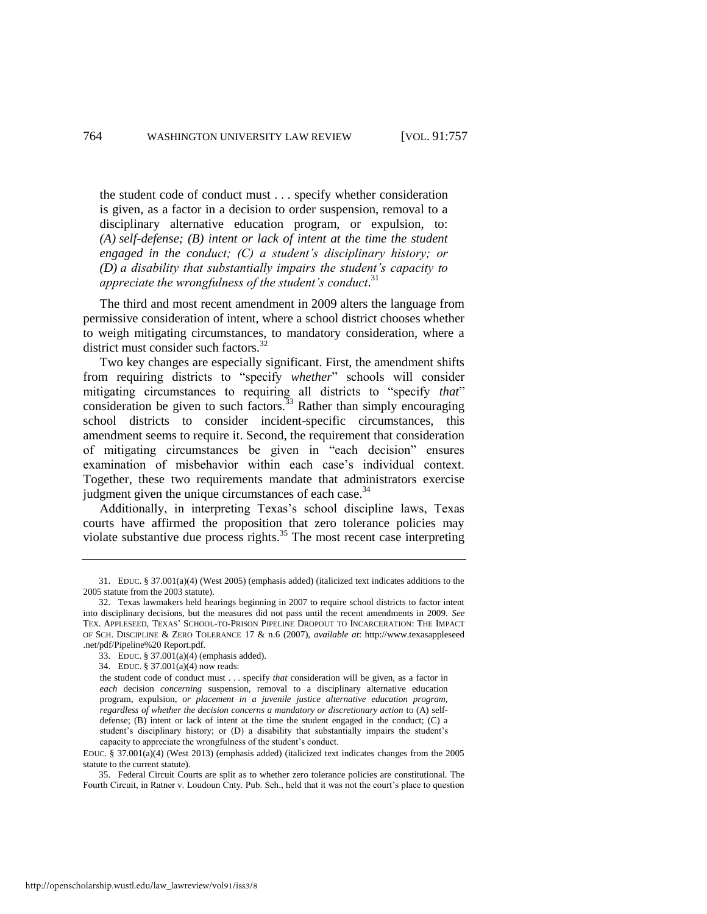> the student code of conduct must . . . specify whether consideration is given, as a factor in a decision to order suspension, removal to a disciplinary alternative education program, or expulsion, to: *(A) self-defense; (B) intent or lack of intent at the time the student engaged in the conduct; (C) a student's disciplinary history; or (D) a disability that substantially impairs the student's capacity to appreciate the wrongfulness of the student's conduct*.[31]

The third and most recent amendment in 2009 alters the language from permissive consideration of intent, where a school district chooses whether to weigh mitigating circumstances, to mandatory consideration, where a district must consider such factors.[32]

Two key changes are especially significant. First, the amendment shifts from requiring districts to "specify *whether*" schools will consider mitigating circumstances to requiring all districts to "specify *that*" consideration be given to such factors.[33] Rather than simply encouraging school districts to consider incident-specific circumstances, this amendment seems to require it. Second, the requirement that consideration of mitigating circumstances be given in "each decision" ensures examination of misbehavior within each case's individual context. Together, these two requirements mandate that administrators exercise judgment given the unique circumstances of each case.[34]

Additionally, in interpreting Texas's school discipline laws, Texas courts have affirmed the proposition that zero tolerance policies may violate substantive due process rights.[35] The most recent case interpreting

---

31. EDUC. § 37.001(a)(4) (West 2005) (emphasis added) (italicized text indicates additions to the 2005 statute from the 2003 statute).

32. Texas lawmakers held hearings beginning in 2007 to require school districts to factor intent into disciplinary decisions, but the measures did not pass until the recent amendments in 2009. *See* TEX. APPLESEED, TEXAS' SCHOOL-TO-PRISON PIPELINE DROPOUT TO INCARCERATION: THE IMPACT OF SCH. DISCIPLINE & ZERO TOLERANCE 17 & n.6 (2007), *available at*: http://www.texasappleseed.net/pdf/Pipeline%20 Report.pdf.

33. EDUC. § 37.001(a)(4) (emphasis added).

34. EDUC. § 37.001(a)(4) now reads:

> the student code of conduct must . . . specify *that* consideration will be given, as a factor in *each* decision *concerning* suspension, removal to a disciplinary alternative education program, expulsion, *or placement in a juvenile justice alternative education program, regardless of whether the decision concerns a mandatory or discretionary action* to (A) self-defense; (B) intent or lack of intent at the time the student engaged in the conduct; (C) a student's disciplinary history; or (D) a disability that substantially impairs the student's capacity to appreciate the wrongfulness of the student's conduct.

EDUC. § 37.001(a)(4) (West 2013) (emphasis added) (italicized text indicates changes from the 2005 statute to the current statute).

35. Federal Circuit Courts are split as to whether zero tolerance policies are constitutional. The Fourth Circuit, in Ratner v. Loudoun Cnty. Pub. Sch., held that it was not the court's place to question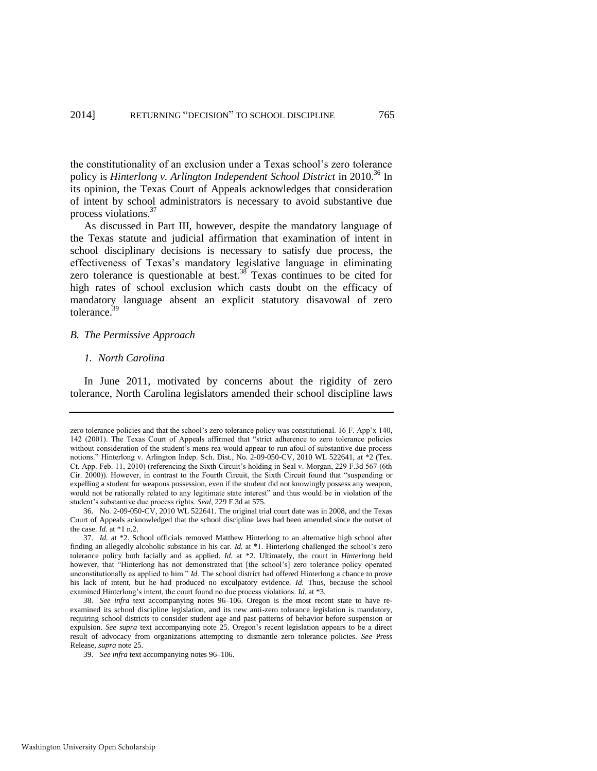the constitutionality of an exclusion under a Texas school's zero tolerance policy is *Hinterlong v. Arlington Independent School District* in 2010.[36] In its opinion, the Texas Court of Appeals acknowledges that consideration of intent by school administrators is necessary to avoid substantive due process violations.[37]

As discussed in Part III, however, despite the mandatory language of the Texas statute and judicial affirmation that examination of intent in school disciplinary decisions is necessary to satisfy due process, the effectiveness of Texas's mandatory legislative language in eliminating zero tolerance is questionable at best.[38] Texas continues to be cited for high rates of school exclusion which casts doubt on the efficacy of mandatory language absent an explicit statutory disavowal of zero tolerance.[39]

### *B. The Permissive Approach*

#### *1. North Carolina*

In June 2011, motivated by concerns about the rigidity of zero tolerance, North Carolina legislators amended their school discipline laws

---

zero tolerance policies and that the school's zero tolerance policy was constitutional. 16 F. App'x 140, 142 (2001). The Texas Court of Appeals affirmed that "strict adherence to zero tolerance policies without consideration of the student's mens rea would appear to run afoul of substantive due process notions." Hinterlong v. Arlington Indep. Sch. Dist., No. 2-09-050-CV, 2010 WL 522641, at *2 (Tex. Ct. App. Feb. 11, 2010) (referencing the Sixth Circuit's holding in Seal v. Morgan, 229 F.3d 567 (6th Cir. 2000)). However, in contrast to the Fourth Circuit, the Sixth Circuit found that "suspending or expelling a student for weapons possession, even if the student did not knowingly possess any weapon, would not be rationally related to any legitimate state interest" and thus would be in violation of the student's substantive due process rights. *Seal*, 229 F.3d at 575.

36. No. 2-09-050-CV, 2010 WL 522641. The original trial court date was in 2008, and the Texas Court of Appeals acknowledged that the school discipline laws had been amended since the outset of the case. *Id.* at *1 n.2.

37. *Id.* at *2. School officials removed Matthew Hinterlong to an alternative high school after finding an allegedly alcoholic substance in his car. *Id.* at *1. Hinterlong challenged the school's zero tolerance policy both facially and as applied. *Id.* at *2. Ultimately, the court in *Hinterlong* held however, that "Hinterlong has not demonstrated that [the school's] zero tolerance policy operated unconstitutionally as applied to him." *Id.* The school district had offered Hinterlong a chance to prove his lack of intent, but he had produced no exculpatory evidence. *Id.* Thus, because the school examined Hinterlong's intent, the court found no due process violations. *Id.* at *3.

38. *See infra* text accompanying notes 96–106. Oregon is the most recent state to have re-examined its school discipline legislation, and its new anti-zero tolerance legislation is mandatory, requiring school districts to consider student age and past patterns of behavior before suspension or expulsion. *See supra* text accompanying note 25. Oregon's recent legislation appears to be a direct result of advocacy from organizations attempting to dismantle zero tolerance policies. *See* Press Release, *supra* note 25.

39. *See infra* text accompanying notes 96–106.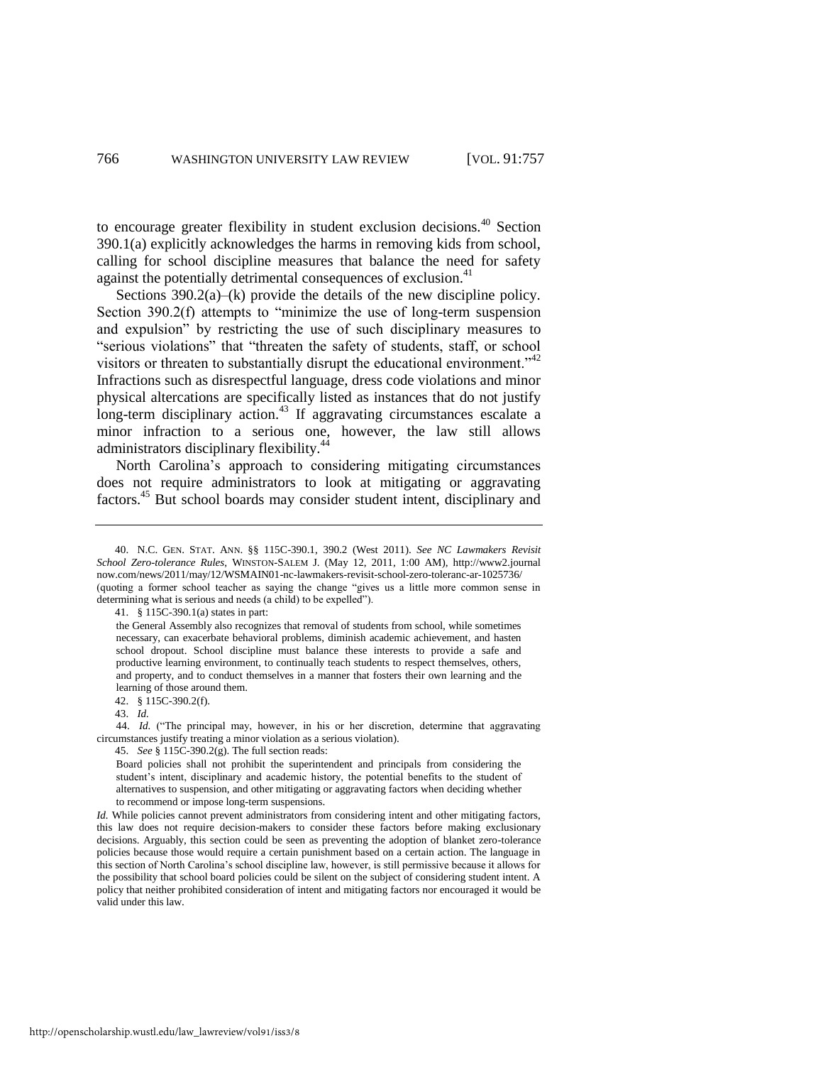to encourage greater flexibility in student exclusion decisions.[40] Section 390.1(a) explicitly acknowledges the harms in removing kids from school, calling for school discipline measures that balance the need for safety against the potentially detrimental consequences of exclusion.[41]

Sections 390.2(a)–(k) provide the details of the new discipline policy. Section 390.2(f) attempts to "minimize the use of long-term suspension and expulsion" by restricting the use of such disciplinary measures to "serious violations" that "threaten the safety of students, staff, or school visitors or threaten to substantially disrupt the educational environment."[42] Infractions such as disrespectful language, dress code violations and minor physical altercations are specifically listed as instances that do not justify long-term disciplinary action.[43] If aggravating circumstances escalate a minor infraction to a serious one, however, the law still allows administrators disciplinary flexibility.[44]

North Carolina's approach to considering mitigating circumstances does not require administrators to look at mitigating or aggravating factors.[45] But school boards may consider student intent, disciplinary and

---

40. N.C. GEN. STAT. ANN. §§ 115C-390.1, 390.2 (West 2011). *See NC Lawmakers Revisit School Zero-tolerance Rules*, WINSTON-SALEM J. (May 12, 2011, 1:00 AM), http://www2.journalnow.com/news/2011/may/12/WSMAIN01-nc-lawmakers-revisit-school-zero-toleranc-ar-1025736/ (quoting a former school teacher as saying the change "gives us a little more common sense in determining what is serious and needs (a child) to be expelled").

41. § 115C-390.1(a) states in part:

> the General Assembly also recognizes that removal of students from school, while sometimes necessary, can exacerbate behavioral problems, diminish academic achievement, and hasten school dropout. School discipline must balance these interests to provide a safe and productive learning environment, to continually teach students to respect themselves, others, and property, and to conduct themselves in a manner that fosters their own learning and the learning of those around them.

42. § 115C-390.2(f).

43. *Id.*

44. *Id.* ("The principal may, however, in his or her discretion, determine that aggravating circumstances justify treating a minor violation as a serious violation).

45. *See* § 115C-390.2(g). The full section reads:

> Board policies shall not prohibit the superintendent and principals from considering the student's intent, disciplinary and academic history, the potential benefits to the student of alternatives to suspension, and other mitigating or aggravating factors when deciding whether to recommend or impose long-term suspensions.

*Id.* While policies cannot prevent administrators from considering intent and other mitigating factors, this law does not require decision-makers to consider these factors before making exclusionary decisions. Arguably, this section could be seen as preventing the adoption of blanket zero-tolerance policies because those would require a certain punishment based on a certain action. The language in this section of North Carolina's school discipline law, however, is still permissive because it allows for the possibility that school board policies could be silent on the subject of considering student intent. A policy that neither prohibited consideration of intent and mitigating factors nor encouraged it would be valid under this law.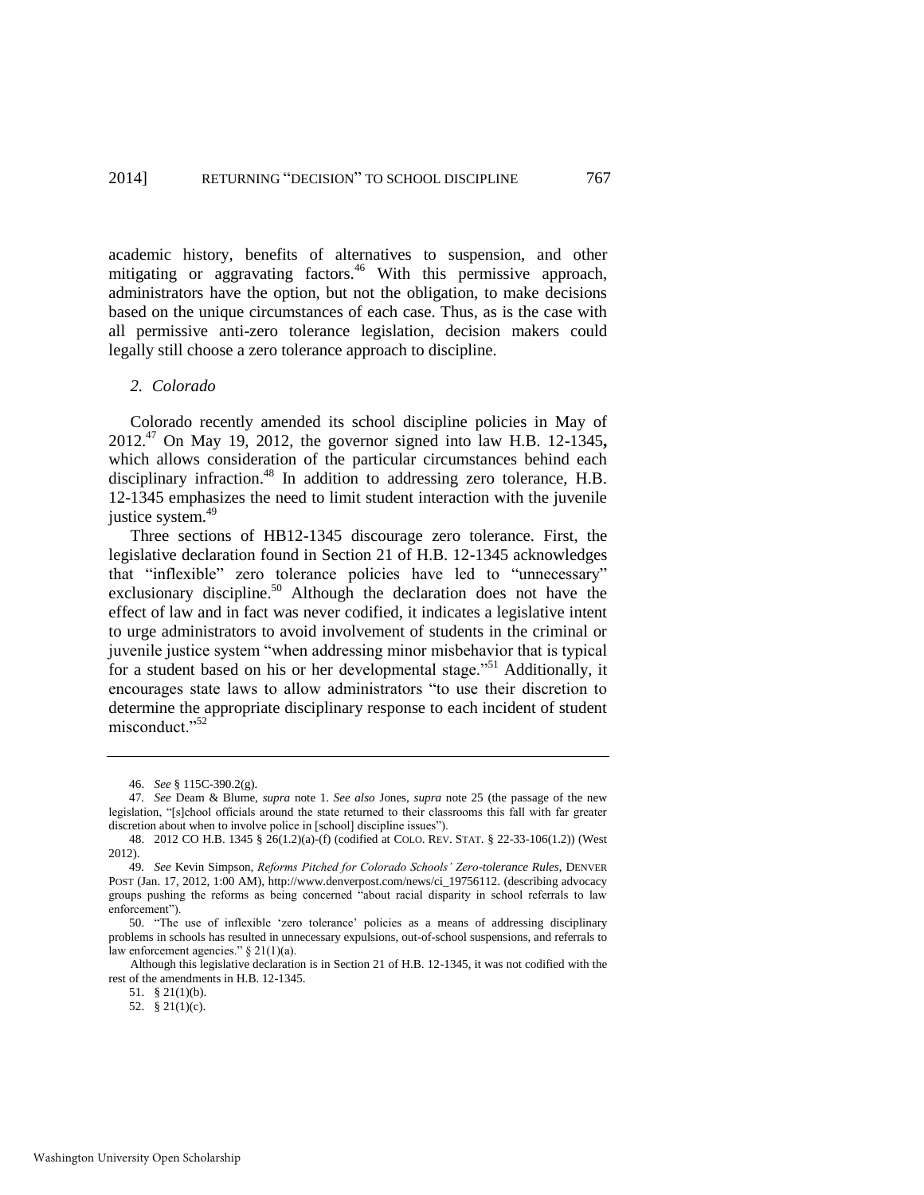academic history, benefits of alternatives to suspension, and other mitigating or aggravating factors.[46] With this permissive approach, administrators have the option, but not the obligation, to make decisions based on the unique circumstances of each case. Thus, as is the case with all permissive anti-zero tolerance legislation, decision makers could legally still choose a zero tolerance approach to discipline.

### *2. Colorado*

Colorado recently amended its school discipline policies in May of 2012.[47] On May 19, 2012, the governor signed into law H.B. 12-1345**,** which allows consideration of the particular circumstances behind each disciplinary infraction.[48] In addition to addressing zero tolerance, H.B. 12-1345 emphasizes the need to limit student interaction with the juvenile justice system.[49]

Three sections of HB12-1345 discourage zero tolerance. First, the legislative declaration found in Section 21 of H.B. 12-1345 acknowledges that "inflexible" zero tolerance policies have led to "unnecessary" exclusionary discipline.[50] Although the declaration does not have the effect of law and in fact was never codified, it indicates a legislative intent to urge administrators to avoid involvement of students in the criminal or juvenile justice system "when addressing minor misbehavior that is typical for a student based on his or her developmental stage."[51] Additionally, it encourages state laws to allow administrators "to use their discretion to determine the appropriate disciplinary response to each incident of student misconduct."[52]

---

46. *See* § 115C-390.2(g).

47. *See* Deam & Blume, *supra* note 1. *See also* Jones, *supra* note 25 (the passage of the new legislation, "[s]chool officials around the state returned to their classrooms this fall with far greater discretion about when to involve police in [school] discipline issues").

48. 2012 CO H.B. 1345 § 26(1.2)(a)-(f) (codified at COLO. REV. STAT. § 22-33-106(1.2)) (West 2012).

49. *See* Kevin Simpson, *Reforms Pitched for Colorado Schools' Zero-tolerance Rules*, DENVER POST (Jan. 17, 2012, 1:00 AM), http://www.denverpost.com/news/ci_19756112. (describing advocacy groups pushing the reforms as being concerned "about racial disparity in school referrals to law enforcement").

50. "The use of inflexible 'zero tolerance' policies as a means of addressing disciplinary problems in schools has resulted in unnecessary expulsions, out-of-school suspensions, and referrals to law enforcement agencies." § 21(1)(a).

Although this legislative declaration is in Section 21 of H.B. 12-1345, it was not codified with the rest of the amendments in H.B. 12-1345.

51. § 21(1)(b).

52. § 21(1)(c).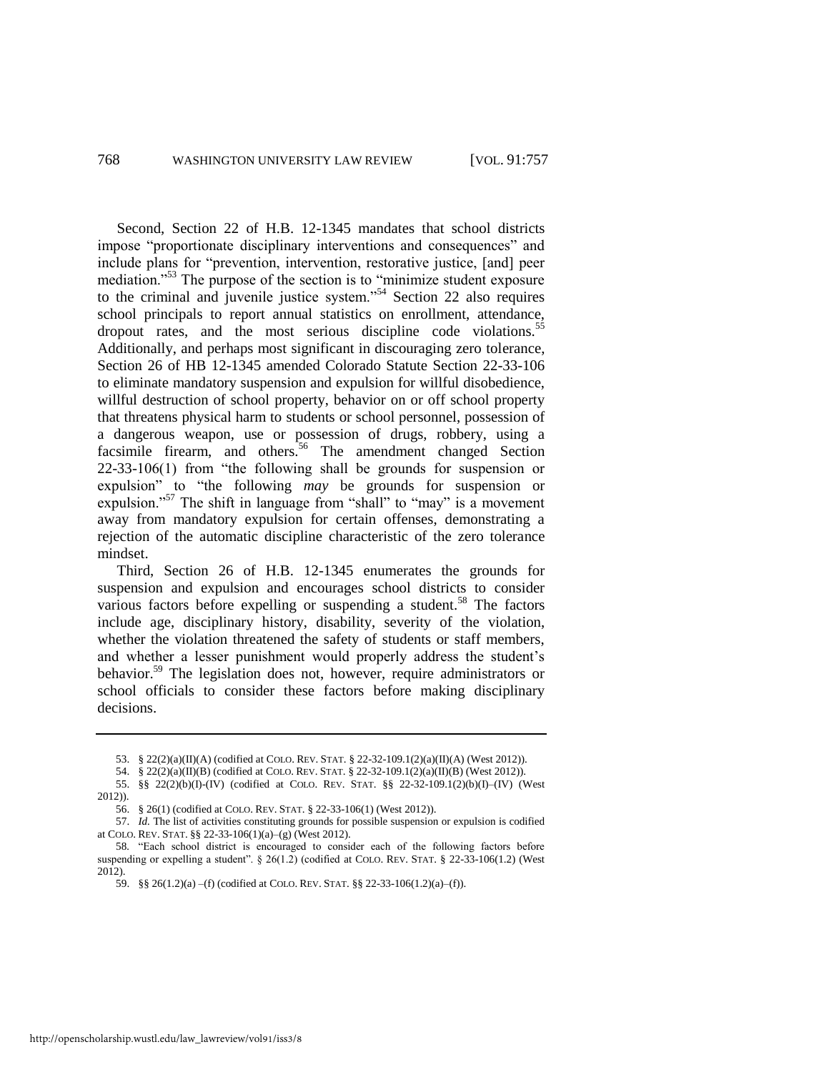Second, Section 22 of H.B. 12-1345 mandates that school districts impose "proportionate disciplinary interventions and consequences" and include plans for "prevention, intervention, restorative justice, [and] peer mediation."[53] The purpose of the section is to "minimize student exposure to the criminal and juvenile justice system."[54] Section 22 also requires school principals to report annual statistics on enrollment, attendance, dropout rates, and the most serious discipline code violations.[55] Additionally, and perhaps most significant in discouraging zero tolerance, Section 26 of HB 12-1345 amended Colorado Statute Section 22-33-106 to eliminate mandatory suspension and expulsion for willful disobedience, willful destruction of school property, behavior on or off school property that threatens physical harm to students or school personnel, possession of a dangerous weapon, use or possession of drugs, robbery, using a facsimile firearm, and others.[56] The amendment changed Section 22-33-106(1) from "the following shall be grounds for suspension or expulsion" to "the following *may* be grounds for suspension or expulsion."[57] The shift in language from "shall" to "may" is a movement away from mandatory expulsion for certain offenses, demonstrating a rejection of the automatic discipline characteristic of the zero tolerance mindset.

Third, Section 26 of H.B. 12-1345 enumerates the grounds for suspension and expulsion and encourages school districts to consider various factors before expelling or suspending a student.[58] The factors include age, disciplinary history, disability, severity of the violation, whether the violation threatened the safety of students or staff members, and whether a lesser punishment would properly address the student's behavior.[59] The legislation does not, however, require administrators or school officials to consider these factors before making disciplinary decisions.

---

53. § 22(2)(a)(II)(A) (codified at COLO. REV. STAT. § 22-32-109.1(2)(a)(II)(A) (West 2012)).

54. § 22(2)(a)(II)(B) (codified at COLO. REV. STAT. § 22-32-109.1(2)(a)(II)(B) (West 2012)).

55. §§ 22(2)(b)(I)-(IV) (codified at COLO. REV. STAT. §§ 22-32-109.1(2)(b)(I)–(IV) (West 2012)).

56. § 26(1) (codified at COLO. REV. STAT. § 22-33-106(1) (West 2012)).

57. *Id.* The list of activities constituting grounds for possible suspension or expulsion is codified at COLO. REV. STAT. §§ 22-33-106(1)(a)–(g) (West 2012).

58. "Each school district is encouraged to consider each of the following factors before suspending or expelling a student". § 26(1.2) (codified at COLO. REV. STAT. § 22-33-106(1.2) (West 2012).

59. §§ 26(1.2)(a) –(f) (codified at COLO. REV. STAT. §§ 22-33-106(1.2)(a)–(f)).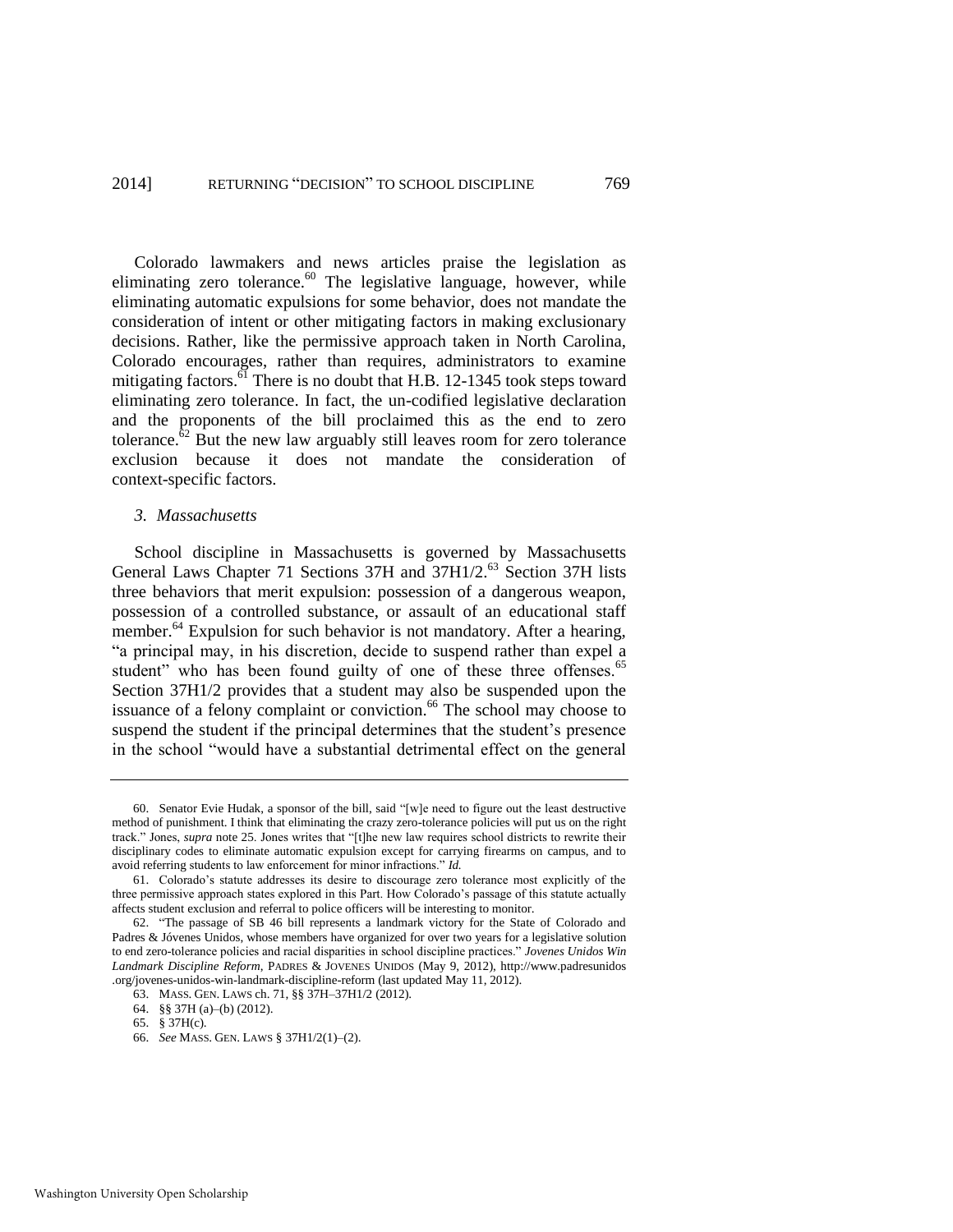Colorado lawmakers and news articles praise the legislation as eliminating zero tolerance.[60] The legislative language, however, while eliminating automatic expulsions for some behavior, does not mandate the consideration of intent or other mitigating factors in making exclusionary decisions. Rather, like the permissive approach taken in North Carolina, Colorado encourages, rather than requires, administrators to examine mitigating factors.[61] There is no doubt that H.B. 12-1345 took steps toward eliminating zero tolerance. In fact, the un-codified legislative declaration and the proponents of the bill proclaimed this as the end to zero tolerance.[62] But the new law arguably still leaves room for zero tolerance exclusion because it does not mandate the consideration of context-specific factors.

### *3. Massachusetts*

School discipline in Massachusetts is governed by Massachusetts General Laws Chapter 71 Sections 37H and 37H1/2.[63] Section 37H lists three behaviors that merit expulsion: possession of a dangerous weapon, possession of a controlled substance, or assault of an educational staff member.[64] Expulsion for such behavior is not mandatory. After a hearing, "a principal may, in his discretion, decide to suspend rather than expel a student" who has been found guilty of one of these three offenses.[65] Section 37H1/2 provides that a student may also be suspended upon the issuance of a felony complaint or conviction.[66] The school may choose to suspend the student if the principal determines that the student's presence in the school "would have a substantial detrimental effect on the general

---

60. Senator Evie Hudak, a sponsor of the bill, said "[w]e need to figure out the least destructive method of punishment. I think that eliminating the crazy zero-tolerance policies will put us on the right track." Jones, *supra* note 25. Jones writes that "[t]he new law requires school districts to rewrite their disciplinary codes to eliminate automatic expulsion except for carrying firearms on campus, and to avoid referring students to law enforcement for minor infractions." *Id.*

61. Colorado's statute addresses its desire to discourage zero tolerance most explicitly of the three permissive approach states explored in this Part. How Colorado's passage of this statute actually affects student exclusion and referral to police officers will be interesting to monitor.

62. "The passage of SB 46 bill represents a landmark victory for the State of Colorado and Padres & Jóvenes Unidos, whose members have organized for over two years for a legislative solution to end zero-tolerance policies and racial disparities in school discipline practices." *Jovenes Unidos Win Landmark Discipline Reform*, PADRES & JOVENES UNIDOS (May 9, 2012), http://www.padresunidos.org/jovenes-unidos-win-landmark-discipline-reform (last updated May 11, 2012).

63. MASS. GEN. LAWS ch. 71, §§ 37H–37H1/2 (2012).

64. §§ 37H (a)–(b) (2012).

65. § 37H(c).

66. *See* MASS. GEN. LAWS § 37H1/2(1)–(2).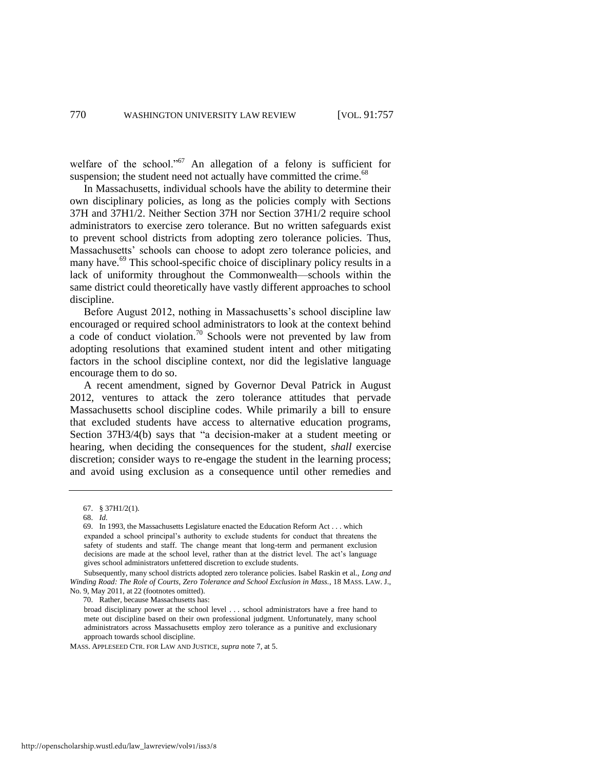welfare of the school."[67] An allegation of a felony is sufficient for suspension; the student need not actually have committed the crime.[68]

In Massachusetts, individual schools have the ability to determine their own disciplinary policies, as long as the policies comply with Sections 37H and 37H1/2. Neither Section 37H nor Section 37H1/2 require school administrators to exercise zero tolerance. But no written safeguards exist to prevent school districts from adopting zero tolerance policies. Thus, Massachusetts' schools can choose to adopt zero tolerance policies, and many have.[69] This school-specific choice of disciplinary policy results in a lack of uniformity throughout the Commonwealth—schools within the same district could theoretically have vastly different approaches to school discipline.

Before August 2012, nothing in Massachusetts's school discipline law encouraged or required school administrators to look at the context behind a code of conduct violation.[70] Schools were not prevented by law from adopting resolutions that examined student intent and other mitigating factors in the school discipline context, nor did the legislative language encourage them to do so.

A recent amendment, signed by Governor Deval Patrick in August 2012, ventures to attack the zero tolerance attitudes that pervade Massachusetts school discipline codes. While primarily a bill to ensure that excluded students have access to alternative education programs, Section 37H3/4(b) says that "a decision-maker at a student meeting or hearing, when deciding the consequences for the student, *shall* exercise discretion; consider ways to re-engage the student in the learning process; and avoid using exclusion as a consequence until other remedies and

---

67. § 37H1/2(1).

68. *Id.*

69. In 1993, the Massachusetts Legislature enacted the Education Reform Act . . . which expanded a school principal's authority to exclude students for conduct that threatens the safety of students and staff. The change meant that long-term and permanent exclusion decisions are made at the school level, rather than at the district level. The act's language gives school administrators unfettered discretion to exclude students.

Subsequently, many school districts adopted zero tolerance policies. Isabel Raskin et al., *Long and Winding Road: The Role of Courts, Zero Tolerance and School Exclusion in Mass.*, 18 MASS. LAW. J., No. 9, May 2011, at 22 (footnotes omitted).

70. Rather, because Massachusetts has:

broad disciplinary power at the school level . . . school administrators have a free hand to mete out discipline based on their own professional judgment. Unfortunately, many school administrators across Massachusetts employ zero tolerance as a punitive and exclusionary approach towards school discipline.

MASS. APPLESEED CTR. FOR LAW AND JUSTICE, *supra* note 7, at 5.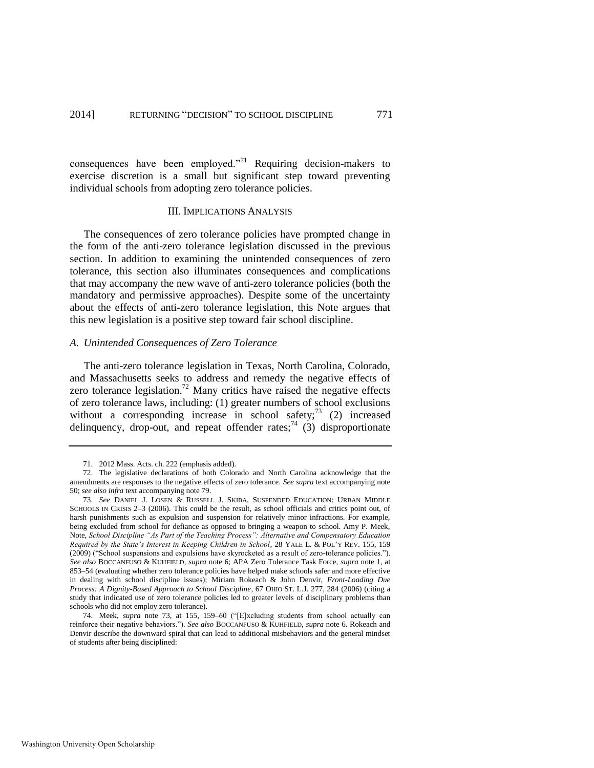consequences have been employed."[71] Requiring decision-makers to exercise discretion is a small but significant step toward preventing individual schools from adopting zero tolerance policies.

## III. IMPLICATIONS ANALYSIS

The consequences of zero tolerance policies have prompted change in the form of the anti-zero tolerance legislation discussed in the previous section. In addition to examining the unintended consequences of zero tolerance, this section also illuminates consequences and complications that may accompany the new wave of anti-zero tolerance policies (both the mandatory and permissive approaches). Despite some of the uncertainty about the effects of anti-zero tolerance legislation, this Note argues that this new legislation is a positive step toward fair school discipline.

### *A. Unintended Consequences of Zero Tolerance*

The anti-zero tolerance legislation in Texas, North Carolina, Colorado, and Massachusetts seeks to address and remedy the negative effects of zero tolerance legislation.[72] Many critics have raised the negative effects of zero tolerance laws, including: (1) greater numbers of school exclusions without a corresponding increase in school safety;[73] (2) increased delinquency, drop-out, and repeat offender rates;[74] (3) disproportionate

---

71. 2012 Mass. Acts. ch. 222 (emphasis added).

72. The legislative declarations of both Colorado and North Carolina acknowledge that the amendments are responses to the negative effects of zero tolerance. *See supra* text accompanying note 50; *see also infra* text accompanying note 79.

73. *See* DANIEL J. LOSEN & RUSSELL J. SKIBA, SUSPENDED EDUCATION: URBAN MIDDLE SCHOOLS IN CRISIS 2–3 (2006). This could be the result, as school officials and critics point out, of harsh punishments such as expulsion and suspension for relatively minor infractions. For example, being excluded from school for defiance as opposed to bringing a weapon to school. Amy P. Meek, Note, *School Discipline "As Part of the Teaching Process": Alternative and Compensatory Education Required by the State's Interest in Keeping Children in School*, 28 YALE L. & POL'Y REV. 155, 159 (2009) ("School suspensions and expulsions have skyrocketed as a result of zero-tolerance policies."). *See also* BOCCANFUSO & KUHFIELD, *supra* note 6; APA Zero Tolerance Task Force, *supra* note 1, at 853–54 (evaluating whether zero tolerance policies have helped make schools safer and more effective in dealing with school discipline issues); Miriam Rokeach & John Denvir, *Front-Loading Due Process: A Dignity-Based Approach to School Discipline*, 67 OHIO ST. L.J. 277, 284 (2006) (citing a study that indicated use of zero tolerance policies led to greater levels of disciplinary problems than schools who did not employ zero tolerance).

74. Meek, *supra* note 73, at 155, 159–60 ("[E]xcluding students from school actually can reinforce their negative behaviors."). *See also* BOCCANFUSO & KUHFIELD, *supra* note 6. Rokeach and Denvir describe the downward spiral that can lead to additional misbehaviors and the general mindset of students after being disciplined: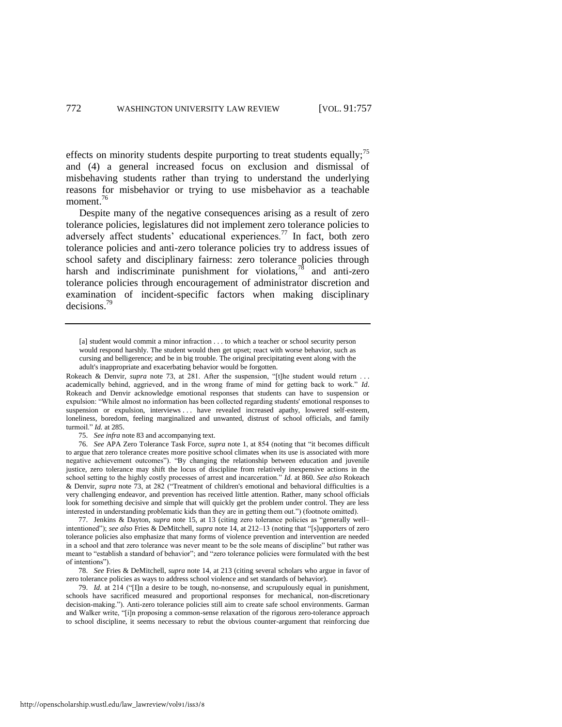effects on minority students despite purporting to treat students equally;[75] and (4) a general increased focus on exclusion and dismissal of misbehaving students rather than trying to understand the underlying reasons for misbehavior or trying to use misbehavior as a teachable moment.[76]

Despite many of the negative consequences arising as a result of zero tolerance policies, legislatures did not implement zero tolerance policies to adversely affect students' educational experiences.[77] In fact, both zero tolerance policies and anti-zero tolerance policies try to address issues of school safety and disciplinary fairness: zero tolerance policies through harsh and indiscriminate punishment for violations,[78] and anti-zero tolerance policies through encouragement of administrator discretion and examination of incident-specific factors when making disciplinary decisions.[79]

---

> [a] student would commit a minor infraction . . . to which a teacher or school security person would respond harshly. The student would then get upset; react with worse behavior, such as cursing and belligerence; and be in big trouble. The original precipitating event along with the adult's inappropriate and exacerbating behavior would be forgotten.

Rokeach & Denvir, *supra* note 73, at 281. After the suspension, "[t]he student would return . . . academically behind, aggrieved, and in the wrong frame of mind for getting back to work." *Id.* Rokeach and Denvir acknowledge emotional responses that students can have to suspension or expulsion: "While almost no information has been collected regarding students' emotional responses to suspension or expulsion, interviews . . . have revealed increased apathy, lowered self-esteem, loneliness, boredom, feeling marginalized and unwanted, distrust of school officials, and family turmoil." *Id.* at 285.

75. *See infra* note 83 and accompanying text.

76. *See* APA Zero Tolerance Task Force, *supra* note 1, at 854 (noting that "it becomes difficult to argue that zero tolerance creates more positive school climates when its use is associated with more negative achievement outcomes"). "By changing the relationship between education and juvenile justice, zero tolerance may shift the locus of discipline from relatively inexpensive actions in the school setting to the highly costly processes of arrest and incarceration." *Id.* at 860. *See also* Rokeach & Denvir, *supra* note 73, at 282 ("Treatment of children's emotional and behavioral difficulties is a very challenging endeavor, and prevention has received little attention. Rather, many school officials look for something decisive and simple that will quickly get the problem under control. They are less interested in understanding problematic kids than they are in getting them out.") (footnote omitted).

77. Jenkins & Dayton, *supra* note 15, at 13 (citing zero tolerance policies as "generally well–intentioned"); *see also* Fries & DeMitchell, *supra* note 14, at 212–13 (noting that "[s]upporters of zero tolerance policies also emphasize that many forms of violence prevention and intervention are needed in a school and that zero tolerance was never meant to be the sole means of discipline" but rather was meant to "establish a standard of behavior"; and "zero tolerance policies were formulated with the best of intentions").

78. *See* Fries & DeMitchell, *supra* note 14, at 213 (citing several scholars who argue in favor of zero tolerance policies as ways to address school violence and set standards of behavior).

79. *Id.* at 214 ("[I]n a desire to be tough, no-nonsense, and scrupulously equal in punishment, schools have sacrificed measured and proportional responses for mechanical, non-discretionary decision-making."). Anti-zero tolerance policies still aim to create safe school environments. Garman and Walker write, "[i]n proposing a common-sense relaxation of the rigorous zero-tolerance approach to school discipline, it seems necessary to rebut the obvious counter-argument that reinforcing due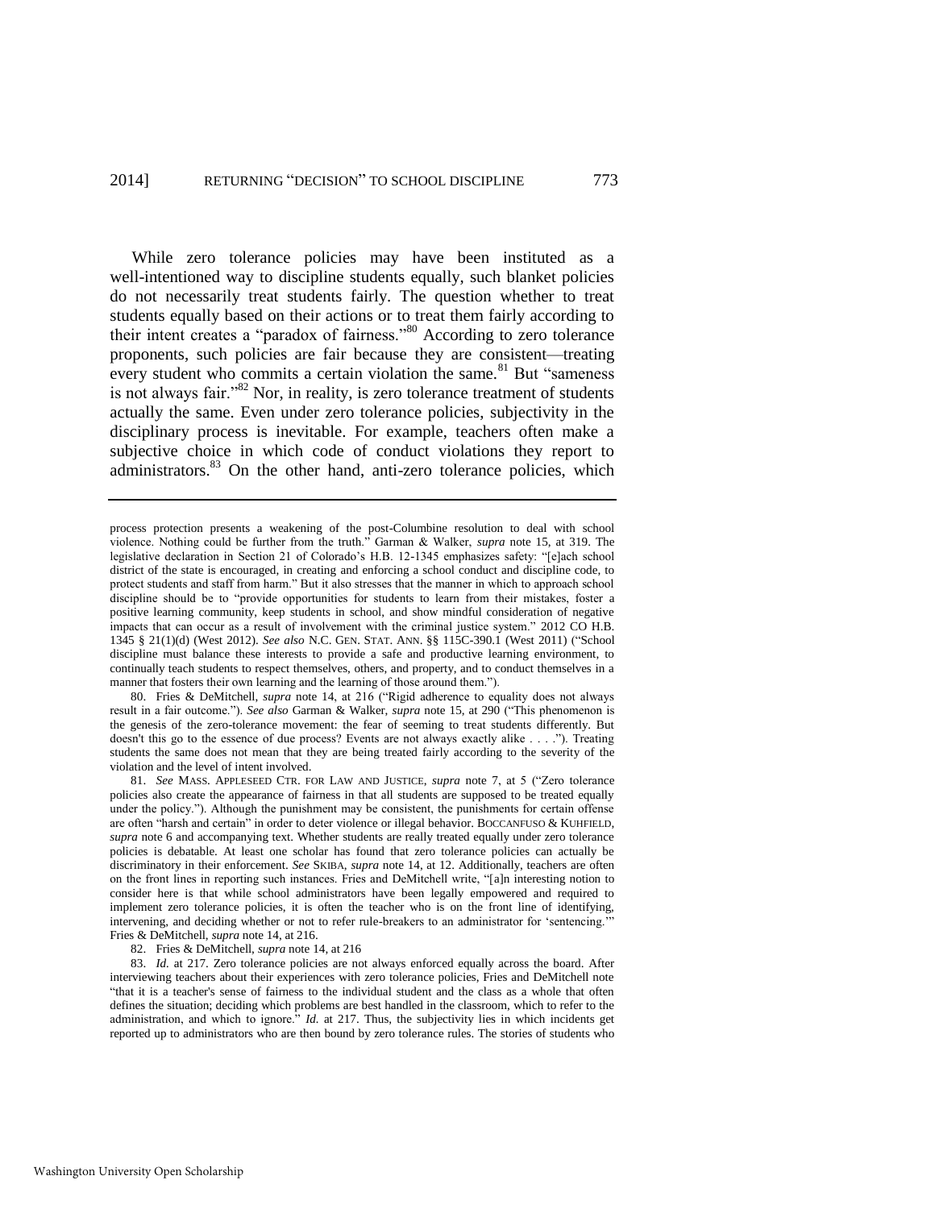While zero tolerance policies may have been instituted as a well-intentioned way to discipline students equally, such blanket policies do not necessarily treat students fairly. The question whether to treat students equally based on their actions or to treat them fairly according to their intent creates a "paradox of fairness."[80] According to zero tolerance proponents, such policies are fair because they are consistent—treating every student who commits a certain violation the same.[81] But "sameness is not always fair."[82] Nor, in reality, is zero tolerance treatment of students actually the same. Even under zero tolerance policies, subjectivity in the disciplinary process is inevitable. For example, teachers often make a subjective choice in which code of conduct violations they report to administrators.[83] On the other hand, anti-zero tolerance policies, which

---

process protection presents a weakening of the post-Columbine resolution to deal with school violence. Nothing could be further from the truth." Garman & Walker, *supra* note 15, at 319. The legislative declaration in Section 21 of Colorado's H.B. 12-1345 emphasizes safety: "[e]ach school district of the state is encouraged, in creating and enforcing a school conduct and discipline code, to protect students and staff from harm." But it also stresses that the manner in which to approach school discipline should be to "provide opportunities for students to learn from their mistakes, foster a positive learning community, keep students in school, and show mindful consideration of negative impacts that can occur as a result of involvement with the criminal justice system." 2012 CO H.B. 1345 § 21(1)(d) (West 2012). *See also* N.C. GEN. STAT. ANN. §§ 115C-390.1 (West 2011) ("School discipline must balance these interests to provide a safe and productive learning environment, to continually teach students to respect themselves, others, and property, and to conduct themselves in a manner that fosters their own learning and the learning of those around them.").

80. Fries & DeMitchell, *supra* note 14, at 216 ("Rigid adherence to equality does not always result in a fair outcome."). *See also* Garman & Walker, *supra* note 15, at 290 ("This phenomenon is the genesis of the zero-tolerance movement: the fear of seeming to treat students differently. But doesn't this go to the essence of due process? Events are not always exactly alike . . . ."). Treating students the same does not mean that they are being treated fairly according to the severity of the violation and the level of intent involved.

81. *See* MASS. APPLESEED CTR. FOR LAW AND JUSTICE, *supra* note 7, at 5 ("Zero tolerance policies also create the appearance of fairness in that all students are supposed to be treated equally under the policy."). Although the punishment may be consistent, the punishments for certain offense are often "harsh and certain" in order to deter violence or illegal behavior. BOCCANFUSO & KUHFIELD, *supra* note 6 and accompanying text. Whether students are really treated equally under zero tolerance policies is debatable. At least one scholar has found that zero tolerance policies can actually be discriminatory in their enforcement. *See* SKIBA, *supra* note 14, at 12. Additionally, teachers are often on the front lines in reporting such instances. Fries and DeMitchell write, "[a]n interesting notion to consider here is that while school administrators have been legally empowered and required to implement zero tolerance policies, it is often the teacher who is on the front line of identifying, intervening, and deciding whether or not to refer rule-breakers to an administrator for 'sentencing.'" Fries & DeMitchell, *supra* note 14, at 216.

82. Fries & DeMitchell, *supra* note 14, at 216

83. *Id.* at 217. Zero tolerance policies are not always enforced equally across the board. After interviewing teachers about their experiences with zero tolerance policies, Fries and DeMitchell note "that it is a teacher's sense of fairness to the individual student and the class as a whole that often defines the situation; deciding which problems are best handled in the classroom, which to refer to the administration, and which to ignore." *Id.* at 217. Thus, the subjectivity lies in which incidents get reported up to administrators who are then bound by zero tolerance rules. The stories of students who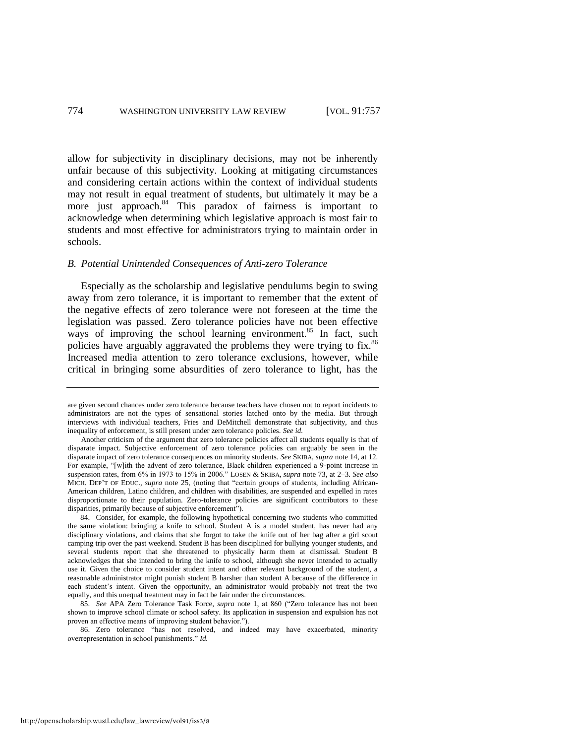allow for subjectivity in disciplinary decisions, may not be inherently unfair because of this subjectivity. Looking at mitigating circumstances and considering certain actions within the context of individual students may not result in equal treatment of students, but ultimately it may be a more just approach.[84] This paradox of fairness is important to acknowledge when determining which legislative approach is most fair to students and most effective for administrators trying to maintain order in schools.

### *B. Potential Unintended Consequences of Anti-zero Tolerance*

Especially as the scholarship and legislative pendulums begin to swing away from zero tolerance, it is important to remember that the extent of the negative effects of zero tolerance were not foreseen at the time the legislation was passed. Zero tolerance policies have not been effective ways of improving the school learning environment.[85] In fact, such policies have arguably aggravated the problems they were trying to fix.[86] Increased media attention to zero tolerance exclusions, however, while critical in bringing some absurdities of zero tolerance to light, has the

---

are given second chances under zero tolerance because teachers have chosen not to report incidents to administrators are not the types of sensational stories latched onto by the media. But through interviews with individual teachers, Fries and DeMitchell demonstrate that subjectivity, and thus inequality of enforcement, is still present under zero tolerance policies. *See id.*

Another criticism of the argument that zero tolerance policies affect all students equally is that of disparate impact. Subjective enforcement of zero tolerance policies can arguably be seen in the disparate impact of zero tolerance consequences on minority students. *See* SKIBA, *supra* note 14, at 12. For example, "[w]ith the advent of zero tolerance, Black children experienced a 9-point increase in suspension rates, from 6% in 1973 to 15% in 2006." LOSEN & SKIBA, *supra* note 73, at 2–3. *See also* MICH. DEP'T OF EDUC., *supra* note 25, (noting that "certain groups of students, including African-American children, Latino children, and children with disabilities, are suspended and expelled in rates disproportionate to their population. Zero-tolerance policies are significant contributors to these disparities, primarily because of subjective enforcement").

84. Consider, for example, the following hypothetical concerning two students who committed the same violation: bringing a knife to school. Student A is a model student, has never had any disciplinary violations, and claims that she forgot to take the knife out of her bag after a girl scout camping trip over the past weekend. Student B has been disciplined for bullying younger students, and several students report that she threatened to physically harm them at dismissal. Student B acknowledges that she intended to bring the knife to school, although she never intended to actually use it. Given the choice to consider student intent and other relevant background of the student, a reasonable administrator might punish student B harsher than student A because of the difference in each student's intent. Given the opportunity, an administrator would probably not treat the two equally, and this unequal treatment may in fact be fair under the circumstances.

85. *See* APA Zero Tolerance Task Force, *supra* note 1, at 860 ("Zero tolerance has not been shown to improve school climate or school safety. Its application in suspension and expulsion has not proven an effective means of improving student behavior.").

86. Zero tolerance "has not resolved, and indeed may have exacerbated, minority overrepresentation in school punishments." *Id.*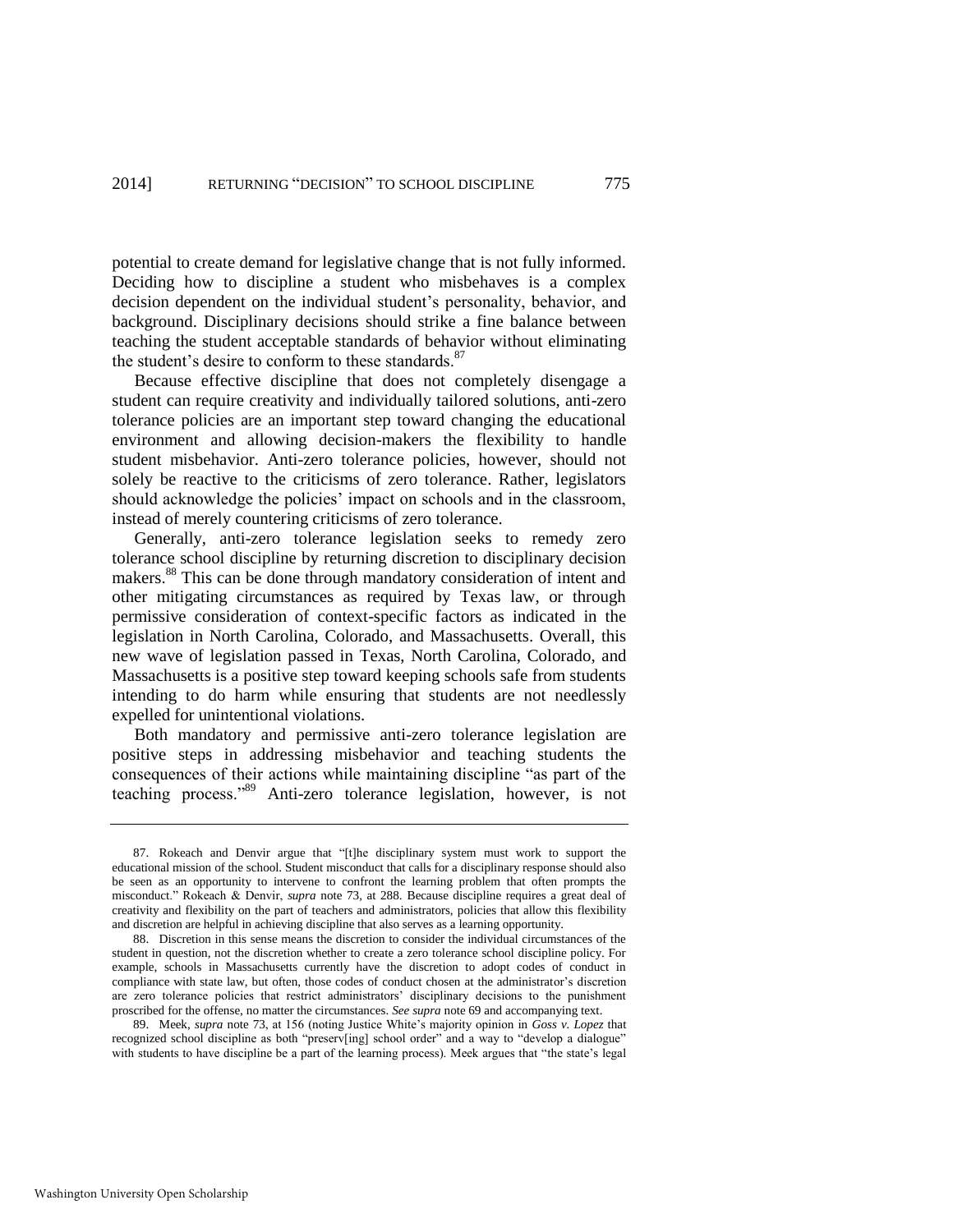potential to create demand for legislative change that is not fully informed. Deciding how to discipline a student who misbehaves is a complex decision dependent on the individual student's personality, behavior, and background. Disciplinary decisions should strike a fine balance between teaching the student acceptable standards of behavior without eliminating the student's desire to conform to these standards.[87]

Because effective discipline that does not completely disengage a student can require creativity and individually tailored solutions, anti-zero tolerance policies are an important step toward changing the educational environment and allowing decision-makers the flexibility to handle student misbehavior. Anti-zero tolerance policies, however, should not solely be reactive to the criticisms of zero tolerance. Rather, legislators should acknowledge the policies' impact on schools and in the classroom, instead of merely countering criticisms of zero tolerance.

Generally, anti-zero tolerance legislation seeks to remedy zero tolerance school discipline by returning discretion to disciplinary decision makers.[88] This can be done through mandatory consideration of intent and other mitigating circumstances as required by Texas law, or through permissive consideration of context-specific factors as indicated in the legislation in North Carolina, Colorado, and Massachusetts. Overall, this new wave of legislation passed in Texas, North Carolina, Colorado, and Massachusetts is a positive step toward keeping schools safe from students intending to do harm while ensuring that students are not needlessly expelled for unintentional violations.

Both mandatory and permissive anti-zero tolerance legislation are positive steps in addressing misbehavior and teaching students the consequences of their actions while maintaining discipline "as part of the teaching process."[89] Anti-zero tolerance legislation, however, is not

---

87. Rokeach and Denvir argue that "[t]he disciplinary system must work to support the educational mission of the school. Student misconduct that calls for a disciplinary response should also be seen as an opportunity to intervene to confront the learning problem that often prompts the misconduct." Rokeach & Denvir, *supra* note 73, at 288. Because discipline requires a great deal of creativity and flexibility on the part of teachers and administrators, policies that allow this flexibility and discretion are helpful in achieving discipline that also serves as a learning opportunity.

88. Discretion in this sense means the discretion to consider the individual circumstances of the student in question, not the discretion whether to create a zero tolerance school discipline policy. For example, schools in Massachusetts currently have the discretion to adopt codes of conduct in compliance with state law, but often, those codes of conduct chosen at the administrator's discretion are zero tolerance policies that restrict administrators' disciplinary decisions to the punishment proscribed for the offense, no matter the circumstances. *See supra* note 69 and accompanying text.

89. Meek, *supra* note 73, at 156 (noting Justice White's majority opinion in *Goss v. Lopez* that recognized school discipline as both "preserv[ing] school order" and a way to "develop a dialogue" with students to have discipline be a part of the learning process). Meek argues that "the state's legal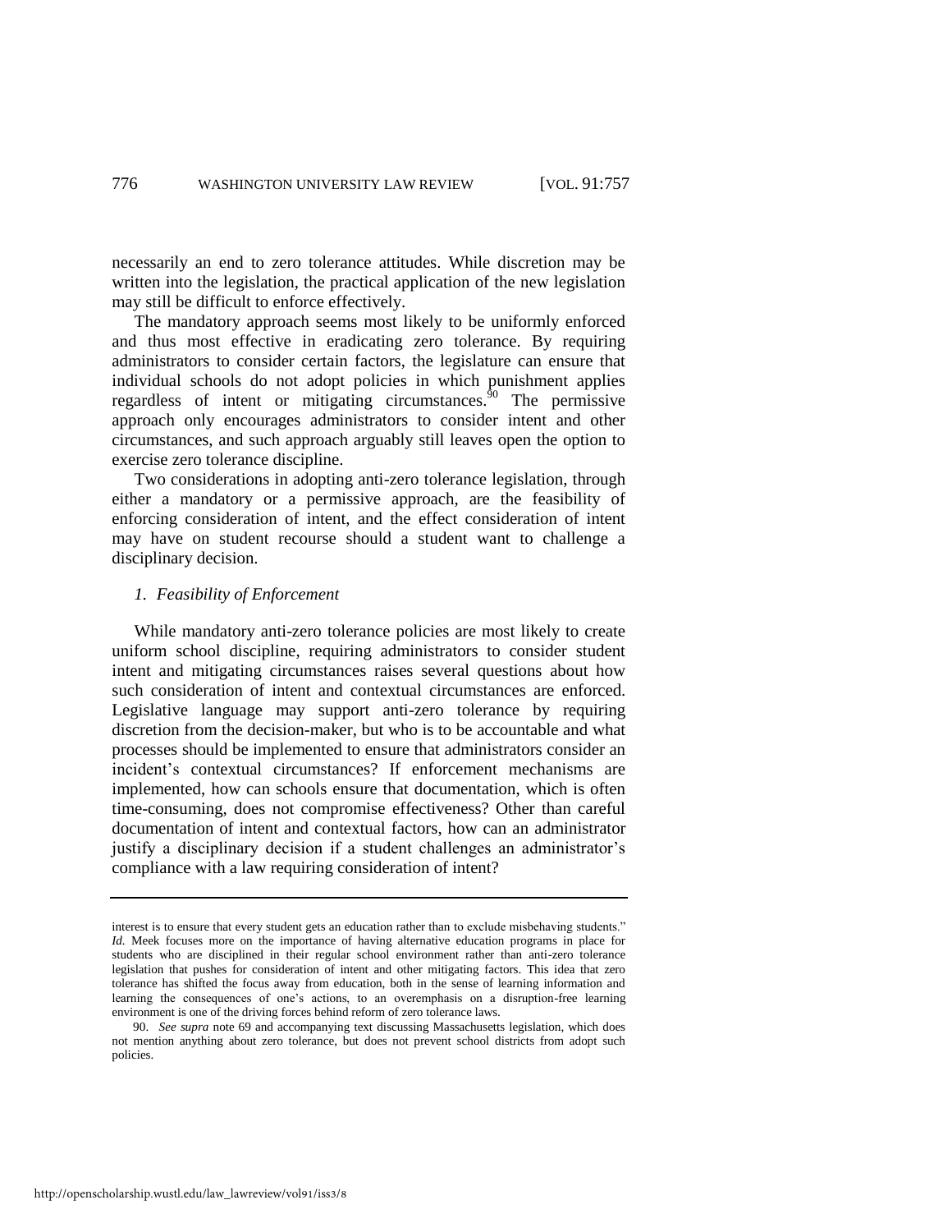necessarily an end to zero tolerance attitudes. While discretion may be written into the legislation, the practical application of the new legislation may still be difficult to enforce effectively.

The mandatory approach seems most likely to be uniformly enforced and thus most effective in eradicating zero tolerance. By requiring administrators to consider certain factors, the legislature can ensure that individual schools do not adopt policies in which punishment applies regardless of intent or mitigating circumstances.[90] The permissive approach only encourages administrators to consider intent and other circumstances, and such approach arguably still leaves open the option to exercise zero tolerance discipline.

Two considerations in adopting anti-zero tolerance legislation, through either a mandatory or a permissive approach, are the feasibility of enforcing consideration of intent, and the effect consideration of intent may have on student recourse should a student want to challenge a disciplinary decision.

### *1. Feasibility of Enforcement*

While mandatory anti-zero tolerance policies are most likely to create uniform school discipline, requiring administrators to consider student intent and mitigating circumstances raises several questions about how such consideration of intent and contextual circumstances are enforced. Legislative language may support anti-zero tolerance by requiring discretion from the decision-maker, but who is to be accountable and what processes should be implemented to ensure that administrators consider an incident's contextual circumstances? If enforcement mechanisms are implemented, how can schools ensure that documentation, which is often time-consuming, does not compromise effectiveness? Other than careful documentation of intent and contextual factors, how can an administrator justify a disciplinary decision if a student challenges an administrator's compliance with a law requiring consideration of intent?

---

interest is to ensure that every student gets an education rather than to exclude misbehaving students." *Id.* Meek focuses more on the importance of having alternative education programs in place for students who are disciplined in their regular school environment rather than anti-zero tolerance legislation that pushes for consideration of intent and other mitigating factors. This idea that zero tolerance has shifted the focus away from education, both in the sense of learning information and learning the consequences of one's actions, to an overemphasis on a disruption-free learning environment is one of the driving forces behind reform of zero tolerance laws.

90. *See supra* note 69 and accompanying text discussing Massachusetts legislation, which does not mention anything about zero tolerance, but does not prevent school districts from adopt such policies.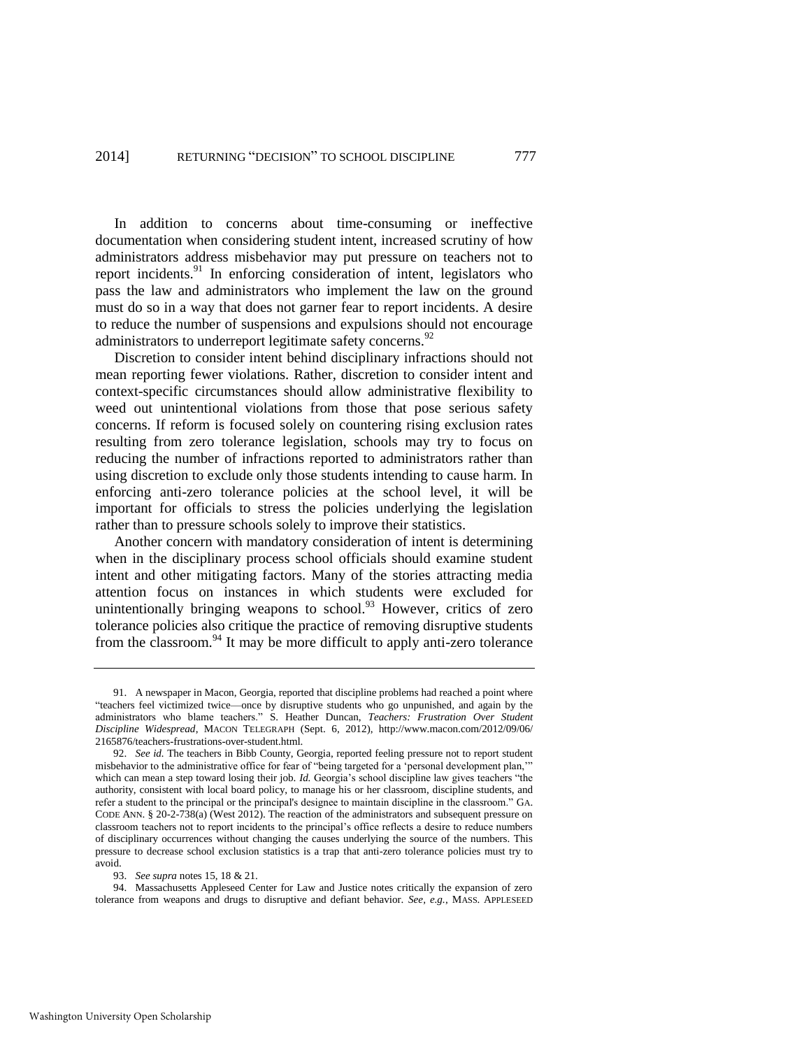In addition to concerns about time-consuming or ineffective documentation when considering student intent, increased scrutiny of how administrators address misbehavior may put pressure on teachers not to report incidents.[91] In enforcing consideration of intent, legislators who pass the law and administrators who implement the law on the ground must do so in a way that does not garner fear to report incidents. A desire to reduce the number of suspensions and expulsions should not encourage administrators to underreport legitimate safety concerns.[92]

Discretion to consider intent behind disciplinary infractions should not mean reporting fewer violations. Rather, discretion to consider intent and context-specific circumstances should allow administrative flexibility to weed out unintentional violations from those that pose serious safety concerns. If reform is focused solely on countering rising exclusion rates resulting from zero tolerance legislation, schools may try to focus on reducing the number of infractions reported to administrators rather than using discretion to exclude only those students intending to cause harm. In enforcing anti-zero tolerance policies at the school level, it will be important for officials to stress the policies underlying the legislation rather than to pressure schools solely to improve their statistics.

Another concern with mandatory consideration of intent is determining when in the disciplinary process school officials should examine student intent and other mitigating factors. Many of the stories attracting media attention focus on instances in which students were excluded for unintentionally bringing weapons to school.[93] However, critics of zero tolerance policies also critique the practice of removing disruptive students from the classroom.[94] It may be more difficult to apply anti-zero tolerance

---

91. A newspaper in Macon, Georgia, reported that discipline problems had reached a point where "teachers feel victimized twice—once by disruptive students who go unpunished, and again by the administrators who blame teachers." S. Heather Duncan, *Teachers: Frustration Over Student Discipline Widespread*, MACON TELEGRAPH (Sept. 6, 2012), http://www.macon.com/2012/09/06/2165876/teachers-frustrations-over-student.html.

92. *See id.* The teachers in Bibb County, Georgia, reported feeling pressure not to report student misbehavior to the administrative office for fear of "being targeted for a 'personal development plan,'" which can mean a step toward losing their job. *Id.* Georgia's school discipline law gives teachers "the authority, consistent with local board policy, to manage his or her classroom, discipline students, and refer a student to the principal or the principal's designee to maintain discipline in the classroom." GA. CODE ANN. § 20-2-738(a) (West 2012). The reaction of the administrators and subsequent pressure on classroom teachers not to report incidents to the principal's office reflects a desire to reduce numbers of disciplinary occurrences without changing the causes underlying the source of the numbers. This pressure to decrease school exclusion statistics is a trap that anti-zero tolerance policies must try to avoid.

93. *See supra* notes 15, 18 & 21.

94. Massachusetts Appleseed Center for Law and Justice notes critically the expansion of zero tolerance from weapons and drugs to disruptive and defiant behavior. *See, e.g.*, MASS. APPLESEED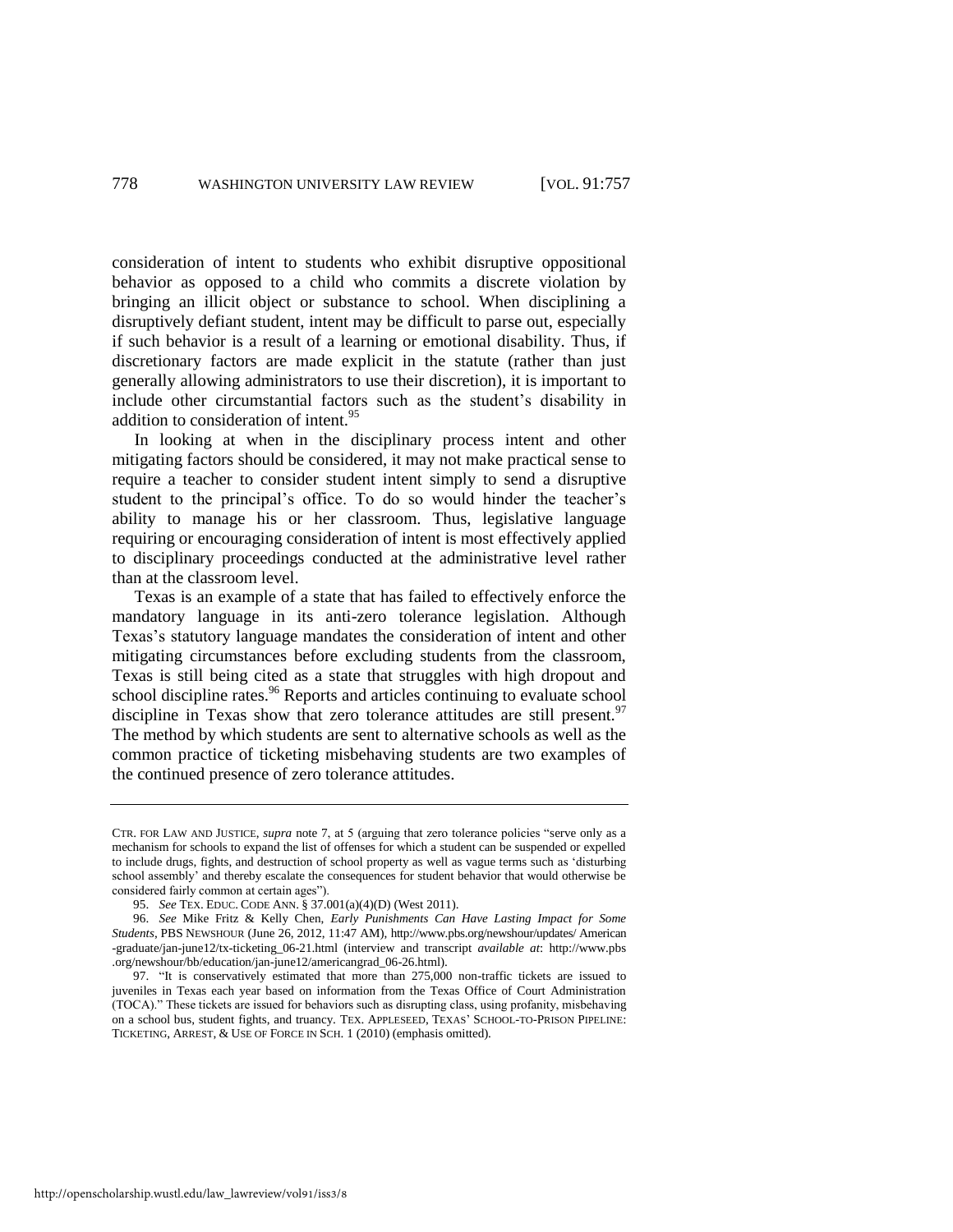consideration of intent to students who exhibit disruptive oppositional behavior as opposed to a child who commits a discrete violation by bringing an illicit object or substance to school. When disciplining a disruptively defiant student, intent may be difficult to parse out, especially if such behavior is a result of a learning or emotional disability. Thus, if discretionary factors are made explicit in the statute (rather than just generally allowing administrators to use their discretion), it is important to include other circumstantial factors such as the student's disability in addition to consideration of intent.[95]

In looking at when in the disciplinary process intent and other mitigating factors should be considered, it may not make practical sense to require a teacher to consider student intent simply to send a disruptive student to the principal's office. To do so would hinder the teacher's ability to manage his or her classroom. Thus, legislative language requiring or encouraging consideration of intent is most effectively applied to disciplinary proceedings conducted at the administrative level rather than at the classroom level.

Texas is an example of a state that has failed to effectively enforce the mandatory language in its anti-zero tolerance legislation. Although Texas's statutory language mandates the consideration of intent and other mitigating circumstances before excluding students from the classroom, Texas is still being cited as a state that struggles with high dropout and school discipline rates.[96] Reports and articles continuing to evaluate school discipline in Texas show that zero tolerance attitudes are still present.[97] The method by which students are sent to alternative schools as well as the common practice of ticketing misbehaving students are two examples of the continued presence of zero tolerance attitudes.

---

CTR. FOR LAW AND JUSTICE, *supra* note 7, at 5 (arguing that zero tolerance policies "serve only as a mechanism for schools to expand the list of offenses for which a student can be suspended or expelled to include drugs, fights, and destruction of school property as well as vague terms such as 'disturbing school assembly' and thereby escalate the consequences for student behavior that would otherwise be considered fairly common at certain ages").

95. *See* TEX. EDUC. CODE ANN. § 37.001(a)(4)(D) (West 2011).

96. *See* Mike Fritz & Kelly Chen, *Early Punishments Can Have Lasting Impact for Some Students*, PBS NEWSHOUR (June 26, 2012, 11:47 AM), http://www.pbs.org/newshour/updates/ American -graduate/jan-june12/tx-ticketing_06-21.html (interview and transcript *available at*: http://www.pbs .org/newshour/bb/education/jan-june12/americangrad_06-26.html).

97. "It is conservatively estimated that more than 275,000 non-traffic tickets are issued to juveniles in Texas each year based on information from the Texas Office of Court Administration (TOCA)." These tickets are issued for behaviors such as disrupting class, using profanity, misbehaving on a school bus, student fights, and truancy. TEX. APPLESEED, TEXAS' SCHOOL-TO-PRISON PIPELINE: TICKETING, ARREST, & USE OF FORCE IN SCH. 1 (2010) (emphasis omitted).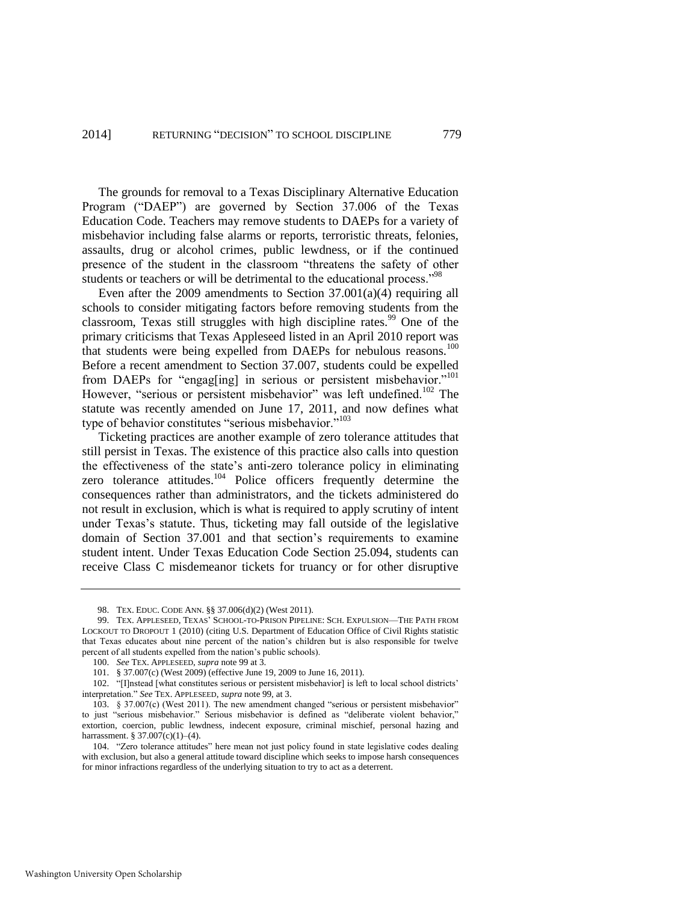The grounds for removal to a Texas Disciplinary Alternative Education Program ("DAEP") are governed by Section 37.006 of the Texas Education Code. Teachers may remove students to DAEPs for a variety of misbehavior including false alarms or reports, terroristic threats, felonies, assaults, drug or alcohol crimes, public lewdness, or if the continued presence of the student in the classroom "threatens the safety of other students or teachers or will be detrimental to the educational process."[98]

Even after the 2009 amendments to Section 37.001(a)(4) requiring all schools to consider mitigating factors before removing students from the classroom, Texas still struggles with high discipline rates.[99] One of the primary criticisms that Texas Appleseed listed in an April 2010 report was that students were being expelled from DAEPs for nebulous reasons.[100] Before a recent amendment to Section 37.007, students could be expelled from DAEPs for "engag[ing] in serious or persistent misbehavior."[101] However, "serious or persistent misbehavior" was left undefined.[102] The statute was recently amended on June 17, 2011, and now defines what type of behavior constitutes "serious misbehavior."[103]

Ticketing practices are another example of zero tolerance attitudes that still persist in Texas. The existence of this practice also calls into question the effectiveness of the state's anti-zero tolerance policy in eliminating zero tolerance attitudes.[104] Police officers frequently determine the consequences rather than administrators, and the tickets administered do not result in exclusion, which is what is required to apply scrutiny of intent under Texas's statute. Thus, ticketing may fall outside of the legislative domain of Section 37.001 and that section's requirements to examine student intent. Under Texas Education Code Section 25.094, students can receive Class C misdemeanor tickets for truancy or for other disruptive

---

98. TEX. EDUC. CODE ANN. §§ 37.006(d)(2) (West 2011).

99. TEX. APPLESEED, TEXAS' SCHOOL-TO-PRISON PIPELINE: SCH. EXPULSION—THE PATH FROM LOCKOUT TO DROPOUT 1 (2010) (citing U.S. Department of Education Office of Civil Rights statistic that Texas educates about nine percent of the nation's children but is also responsible for twelve percent of all students expelled from the nation's public schools).

100. *See* TEX. APPLESEED, *supra* note 99 at 3.

101. § 37.007(c) (West 2009) (effective June 19, 2009 to June 16, 2011).

102. "[I]nstead [what constitutes serious or persistent misbehavior] is left to local school districts' interpretation." *See* TEX. APPLESEED, *supra* note 99, at 3.

103. § 37.007(c) (West 2011). The new amendment changed "serious or persistent misbehavior" to just "serious misbehavior." Serious misbehavior is defined as "deliberate violent behavior," extortion, coercion, public lewdness, indecent exposure, criminal mischief, personal hazing and harrassment. § 37.007(c)(1)–(4).

104. "Zero tolerance attitudes" here mean not just policy found in state legislative codes dealing with exclusion, but also a general attitude toward discipline which seeks to impose harsh consequences for minor infractions regardless of the underlying situation to try to act as a deterrent.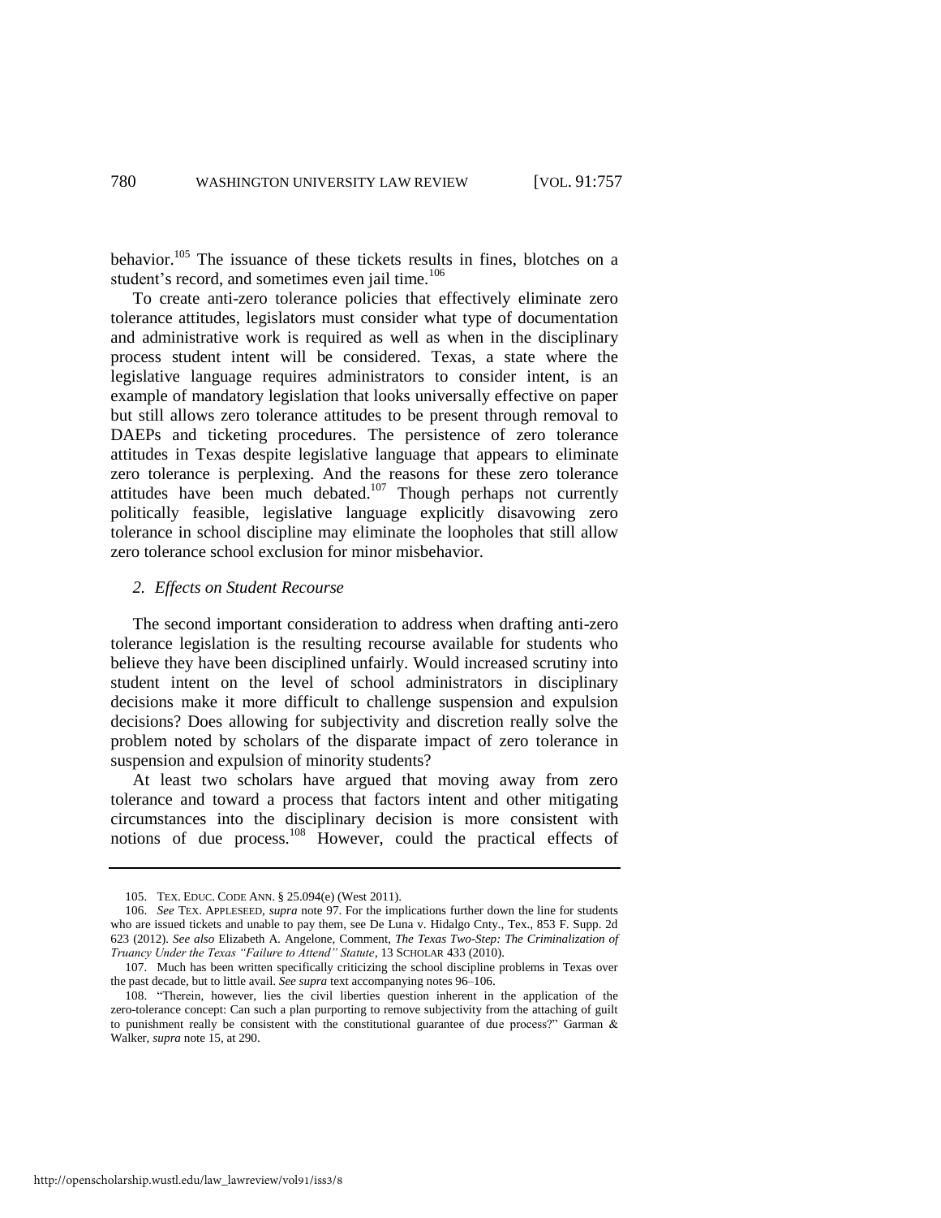behavior.[105] The issuance of these tickets results in fines, blotches on a student's record, and sometimes even jail time.[106]

To create anti-zero tolerance policies that effectively eliminate zero tolerance attitudes, legislators must consider what type of documentation and administrative work is required as well as when in the disciplinary process student intent will be considered. Texas, a state where the legislative language requires administrators to consider intent, is an example of mandatory legislation that looks universally effective on paper but still allows zero tolerance attitudes to be present through removal to DAEPs and ticketing procedures. The persistence of zero tolerance attitudes in Texas despite legislative language that appears to eliminate zero tolerance is perplexing. And the reasons for these zero tolerance attitudes have been much debated.[107] Though perhaps not currently politically feasible, legislative language explicitly disavowing zero tolerance in school discipline may eliminate the loopholes that still allow zero tolerance school exclusion for minor misbehavior.

### *2. Effects on Student Recourse*

The second important consideration to address when drafting anti-zero tolerance legislation is the resulting recourse available for students who believe they have been disciplined unfairly. Would increased scrutiny into student intent on the level of school administrators in disciplinary decisions make it more difficult to challenge suspension and expulsion decisions? Does allowing for subjectivity and discretion really solve the problem noted by scholars of the disparate impact of zero tolerance in suspension and expulsion of minority students?

At least two scholars have argued that moving away from zero tolerance and toward a process that factors intent and other mitigating circumstances into the disciplinary decision is more consistent with notions of due process.[108] However, could the practical effects of

---

105. TEX. EDUC. CODE ANN. § 25.094(e) (West 2011).

106. *See* TEX. APPLESEED, *supra* note 97. For the implications further down the line for students who are issued tickets and unable to pay them, see De Luna v. Hidalgo Cnty., Tex., 853 F. Supp. 2d 623 (2012). *See also* Elizabeth A. Angelone, Comment, *The Texas Two-Step: The Criminalization of Truancy Under the Texas "Failure to Attend" Statute*, 13 SCHOLAR 433 (2010).

107. Much has been written specifically criticizing the school discipline problems in Texas over the past decade, but to little avail. *See supra* text accompanying notes 96–106.

108. "Therein, however, lies the civil liberties question inherent in the application of the zero-tolerance concept: Can such a plan purporting to remove subjectivity from the attaching of guilt to punishment really be consistent with the constitutional guarantee of due process?" Garman & Walker, *supra* note 15, at 290.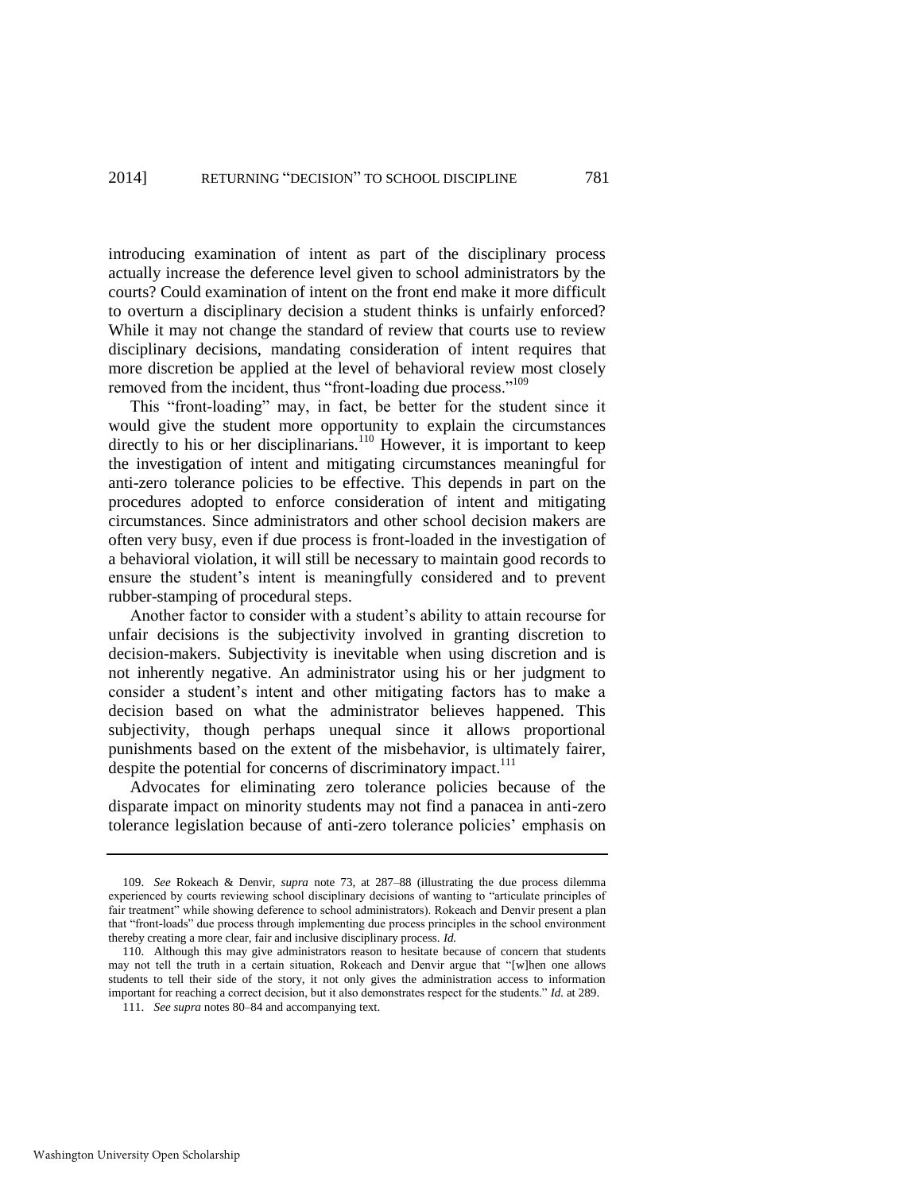introducing examination of intent as part of the disciplinary process actually increase the deference level given to school administrators by the courts? Could examination of intent on the front end make it more difficult to overturn a disciplinary decision a student thinks is unfairly enforced? While it may not change the standard of review that courts use to review disciplinary decisions, mandating consideration of intent requires that more discretion be applied at the level of behavioral review most closely removed from the incident, thus "front-loading due process."[109]

This "front-loading" may, in fact, be better for the student since it would give the student more opportunity to explain the circumstances directly to his or her disciplinarians.[110] However, it is important to keep the investigation of intent and mitigating circumstances meaningful for anti-zero tolerance policies to be effective. This depends in part on the procedures adopted to enforce consideration of intent and mitigating circumstances. Since administrators and other school decision makers are often very busy, even if due process is front-loaded in the investigation of a behavioral violation, it will still be necessary to maintain good records to ensure the student's intent is meaningfully considered and to prevent rubber-stamping of procedural steps.

Another factor to consider with a student's ability to attain recourse for unfair decisions is the subjectivity involved in granting discretion to decision-makers. Subjectivity is inevitable when using discretion and is not inherently negative. An administrator using his or her judgment to consider a student's intent and other mitigating factors has to make a decision based on what the administrator believes happened. This subjectivity, though perhaps unequal since it allows proportional punishments based on the extent of the misbehavior, is ultimately fairer, despite the potential for concerns of discriminatory impact.[111]

Advocates for eliminating zero tolerance policies because of the disparate impact on minority students may not find a panacea in anti-zero tolerance legislation because of anti-zero tolerance policies' emphasis on

---

109. *See* Rokeach & Denvir, *supra* note 73, at 287–88 (illustrating the due process dilemma experienced by courts reviewing school disciplinary decisions of wanting to "articulate principles of fair treatment" while showing deference to school administrators). Rokeach and Denvir present a plan that "front-loads" due process through implementing due process principles in the school environment thereby creating a more clear, fair and inclusive disciplinary process. *Id.*

110. Although this may give administrators reason to hesitate because of concern that students may not tell the truth in a certain situation, Rokeach and Denvir argue that "[w]hen one allows students to tell their side of the story, it not only gives the administration access to information important for reaching a correct decision, but it also demonstrates respect for the students." *Id.* at 289.

111. *See supra* notes 80–84 and accompanying text.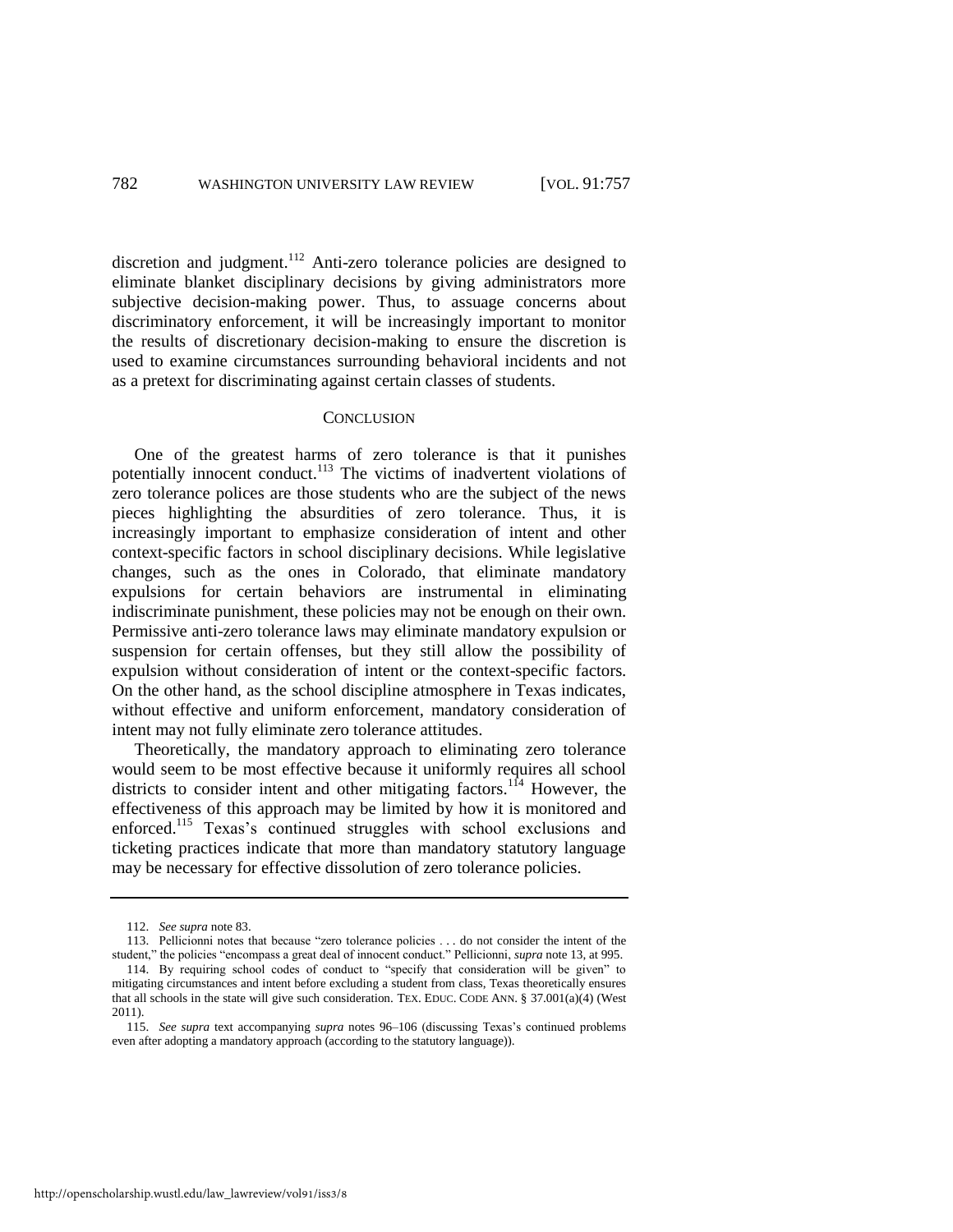discretion and judgment.[112] Anti-zero tolerance policies are designed to eliminate blanket disciplinary decisions by giving administrators more subjective decision-making power. Thus, to assuage concerns about discriminatory enforcement, it will be increasingly important to monitor the results of discretionary decision-making to ensure the discretion is used to examine circumstances surrounding behavioral incidents and not as a pretext for discriminating against certain classes of students.

## CONCLUSION

One of the greatest harms of zero tolerance is that it punishes potentially innocent conduct.[113] The victims of inadvertent violations of zero tolerance polices are those students who are the subject of the news pieces highlighting the absurdities of zero tolerance. Thus, it is increasingly important to emphasize consideration of intent and other context-specific factors in school disciplinary decisions. While legislative changes, such as the ones in Colorado, that eliminate mandatory expulsions for certain behaviors are instrumental in eliminating indiscriminate punishment, these policies may not be enough on their own. Permissive anti-zero tolerance laws may eliminate mandatory expulsion or suspension for certain offenses, but they still allow the possibility of expulsion without consideration of intent or the context-specific factors. On the other hand, as the school discipline atmosphere in Texas indicates, without effective and uniform enforcement, mandatory consideration of intent may not fully eliminate zero tolerance attitudes.

Theoretically, the mandatory approach to eliminating zero tolerance would seem to be most effective because it uniformly requires all school districts to consider intent and other mitigating factors.[114] However, the effectiveness of this approach may be limited by how it is monitored and enforced.[115] Texas's continued struggles with school exclusions and ticketing practices indicate that more than mandatory statutory language may be necessary for effective dissolution of zero tolerance policies.

---

112. *See supra* note 83.

113. Pellicionni notes that because "zero tolerance policies . . . do not consider the intent of the student," the policies "encompass a great deal of innocent conduct." Pellicionni, *supra* note 13, at 995.

114. By requiring school codes of conduct to "specify that consideration will be given" to mitigating circumstances and intent before excluding a student from class, Texas theoretically ensures that all schools in the state will give such consideration. TEX. EDUC. CODE ANN. § 37.001(a)(4) (West 2011).

115. *See supra* text accompanying *supra* notes 96–106 (discussing Texas's continued problems even after adopting a mandatory approach (according to the statutory language)).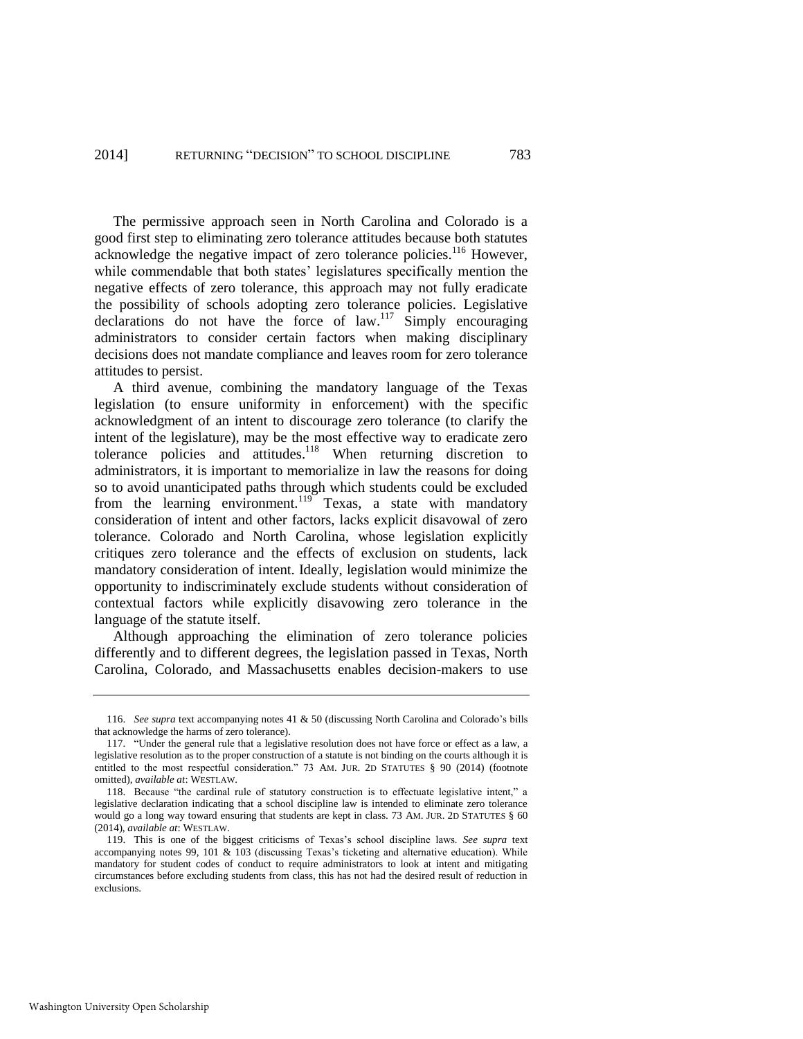The permissive approach seen in North Carolina and Colorado is a good first step to eliminating zero tolerance attitudes because both statutes acknowledge the negative impact of zero tolerance policies.[116] However, while commendable that both states' legislatures specifically mention the negative effects of zero tolerance, this approach may not fully eradicate the possibility of schools adopting zero tolerance policies. Legislative declarations do not have the force of law.[117] Simply encouraging administrators to consider certain factors when making disciplinary decisions does not mandate compliance and leaves room for zero tolerance attitudes to persist.

A third avenue, combining the mandatory language of the Texas legislation (to ensure uniformity in enforcement) with the specific acknowledgment of an intent to discourage zero tolerance (to clarify the intent of the legislature), may be the most effective way to eradicate zero tolerance policies and attitudes.[118] When returning discretion to administrators, it is important to memorialize in law the reasons for doing so to avoid unanticipated paths through which students could be excluded from the learning environment.[119] Texas, a state with mandatory consideration of intent and other factors, lacks explicit disavowal of zero tolerance. Colorado and North Carolina, whose legislation explicitly critiques zero tolerance and the effects of exclusion on students, lack mandatory consideration of intent. Ideally, legislation would minimize the opportunity to indiscriminately exclude students without consideration of contextual factors while explicitly disavowing zero tolerance in the language of the statute itself.

Although approaching the elimination of zero tolerance policies differently and to different degrees, the legislation passed in Texas, North Carolina, Colorado, and Massachusetts enables decision-makers to use

---

116. *See supra* text accompanying notes 41 & 50 (discussing North Carolina and Colorado's bills that acknowledge the harms of zero tolerance).

117. "Under the general rule that a legislative resolution does not have force or effect as a law, a legislative resolution as to the proper construction of a statute is not binding on the courts although it is entitled to the most respectful consideration." 73 AM. JUR. 2D STATUTES § 90 (2014) (footnote omitted), *available at*: WESTLAW.

118. Because "the cardinal rule of statutory construction is to effectuate legislative intent," a legislative declaration indicating that a school discipline law is intended to eliminate zero tolerance would go a long way toward ensuring that students are kept in class. 73 AM. JUR. 2D STATUTES § 60 (2014), *available at*: WESTLAW.

119. This is one of the biggest criticisms of Texas's school discipline laws. *See supra* text accompanying notes 99, 101 & 103 (discussing Texas's ticketing and alternative education). While mandatory for student codes of conduct to require administrators to look at intent and mitigating circumstances before excluding students from class, this has not had the desired result of reduction in exclusions.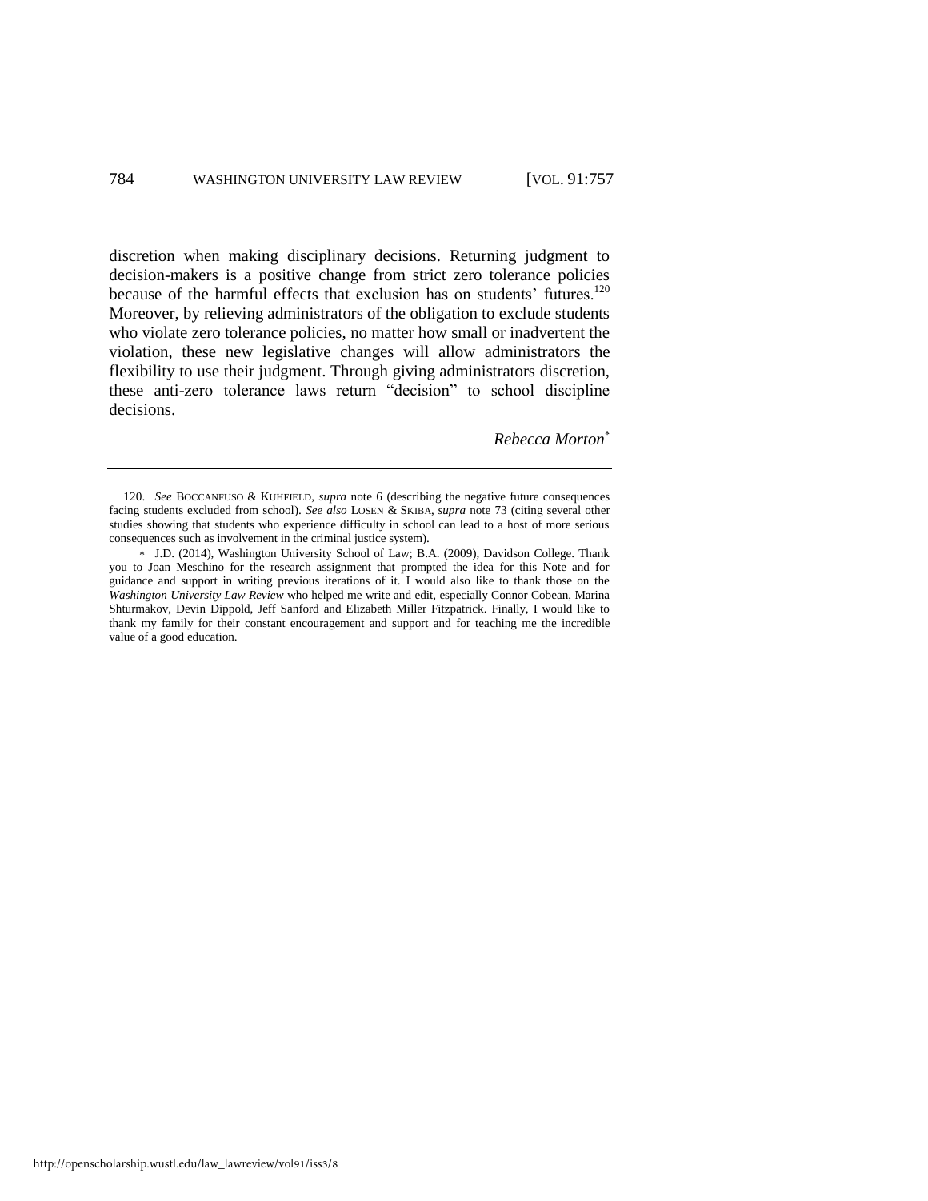discretion when making disciplinary decisions. Returning judgment to decision-makers is a positive change from strict zero tolerance policies because of the harmful effects that exclusion has on students' futures.[120] Moreover, by relieving administrators of the obligation to exclude students who violate zero tolerance policies, no matter how small or inadvertent the violation, these new legislative changes will allow administrators the flexibility to use their judgment. Through giving administrators discretion, these anti-zero tolerance laws return "decision" to school discipline decisions.

*Rebecca Morton*[*]

---

120. *See* BOCCANFUSO & KUHFIELD, *supra* note 6 (describing the negative future consequences facing students excluded from school). *See also* LOSEN & SKIBA, *supra* note 73 (citing several other studies showing that students who experience difficulty in school can lead to a host of more serious consequences such as involvement in the criminal justice system).

* J.D. (2014), Washington University School of Law; B.A. (2009), Davidson College. Thank you to Joan Meschino for the research assignment that prompted the idea for this Note and for guidance and support in writing previous iterations of it. I would also like to thank those on the *Washington University Law Review* who helped me write and edit, especially Connor Cobean, Marina Shturmakov, Devin Dippold, Jeff Sanford and Elizabeth Miller Fitzpatrick. Finally, I would like to thank my family for their constant encouragement and support and for teaching me the incredible value of a good education.